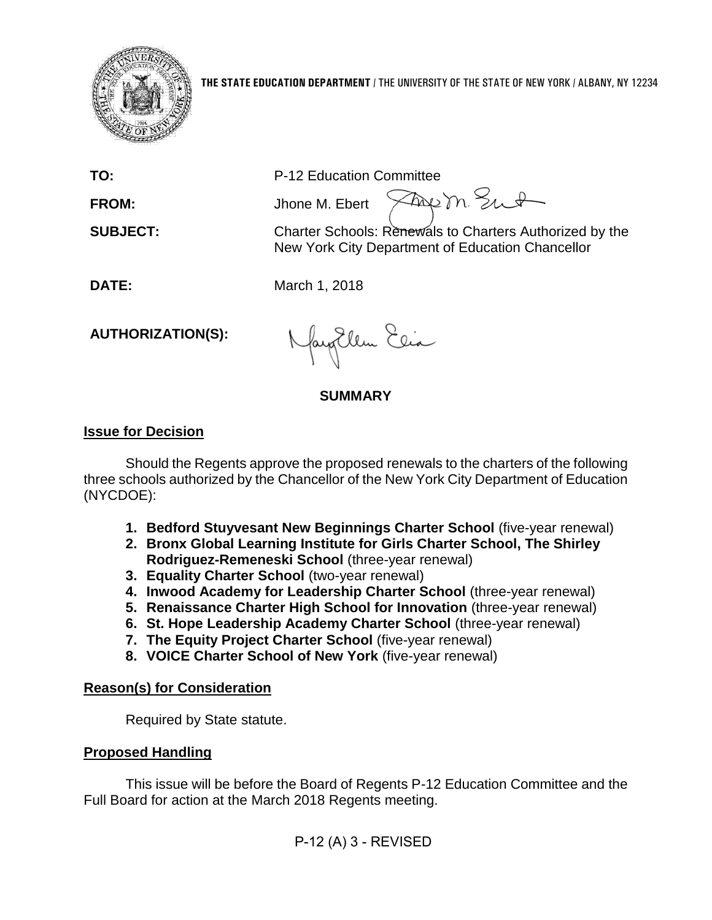**THE STATE EDUCATION DEPARTMENT** / THE UNIVERSITY OF THE STATE OF NEW YORK / ALBANY, NY 12234

**TO:** P-12 Education Committee

**FROM:** Jhone M. Ebert

**SUBJECT:** Charter Schools: Renewals to Charters Authorized by the New York City Department of Education Chancellor

**DATE:** March 1, 2018

**AUTHORIZATION(S):**

## SUMMARY

### Issue for Decision

Should the Regents approve the proposed renewals to the charters of the following three schools authorized by the Chancellor of the New York City Department of Education (NYCDOE):

1. **Bedford Stuyvesant New Beginnings Charter School** (five-year renewal)
2. **Bronx Global Learning Institute for Girls Charter School, The Shirley Rodriguez-Remeneski School** (three-year renewal)
3. **Equality Charter School** (two-year renewal)
4. **Inwood Academy for Leadership Charter School** (three-year renewal)
5. **Renaissance Charter High School for Innovation** (three-year renewal)
6. **St. Hope Leadership Academy Charter School** (three-year renewal)
7. **The Equity Project Charter School** (five-year renewal)
8. **VOICE Charter School of New York** (five-year renewal)

### Reason(s) for Consideration

Required by State statute.

### Proposed Handling

This issue will be before the Board of Regents P-12 Education Committee and the Full Board for action at the March 2018 Regents meeting.

P-12 (A) 3 - REVISED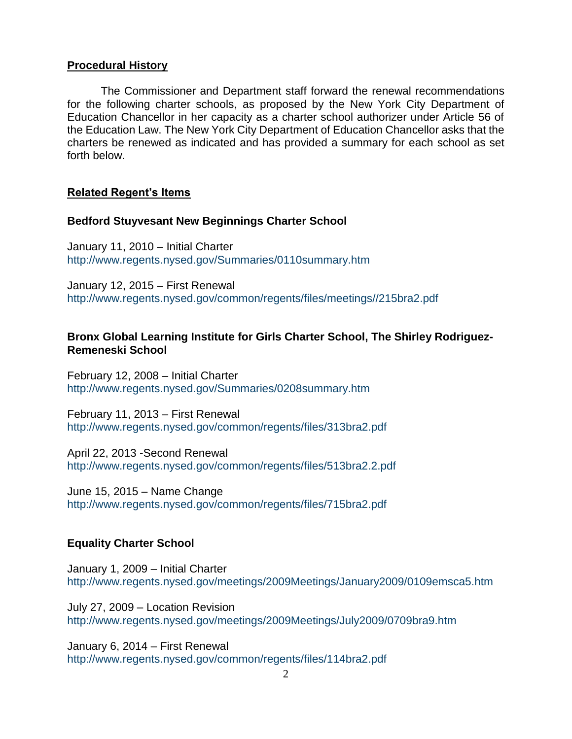**Procedural History**

The Commissioner and Department staff forward the renewal recommendations for the following charter schools, as proposed by the New York City Department of Education Chancellor in her capacity as a charter school authorizer under Article 56 of the Education Law. The New York City Department of Education Chancellor asks that the charters be renewed as indicated and has provided a summary for each school as set forth below.

**Related Regent's Items**

**Bedford Stuyvesant New Beginnings Charter School**

January 11, 2010 – Initial Charter
http://www.regents.nysed.gov/Summaries/0110summary.htm

January 12, 2015 – First Renewal
http://www.regents.nysed.gov/common/regents/files/meetings//215bra2.pdf

**Bronx Global Learning Institute for Girls Charter School, The Shirley Rodriguez-Remeneski School**

February 12, 2008 – Initial Charter
http://www.regents.nysed.gov/Summaries/0208summary.htm

February 11, 2013 – First Renewal
http://www.regents.nysed.gov/common/regents/files/313bra2.pdf

April 22, 2013 -Second Renewal
http://www.regents.nysed.gov/common/regents/files/513bra2.2.pdf

June 15, 2015 – Name Change
http://www.regents.nysed.gov/common/regents/files/715bra2.pdf

**Equality Charter School**

January 1, 2009 – Initial Charter
http://www.regents.nysed.gov/meetings/2009Meetings/January2009/0109emsca5.htm

July 27, 2009 – Location Revision
http://www.regents.nysed.gov/meetings/2009Meetings/July2009/0709bra9.htm

January 6, 2014 – First Renewal
http://www.regents.nysed.gov/common/regents/files/114bra2.pdf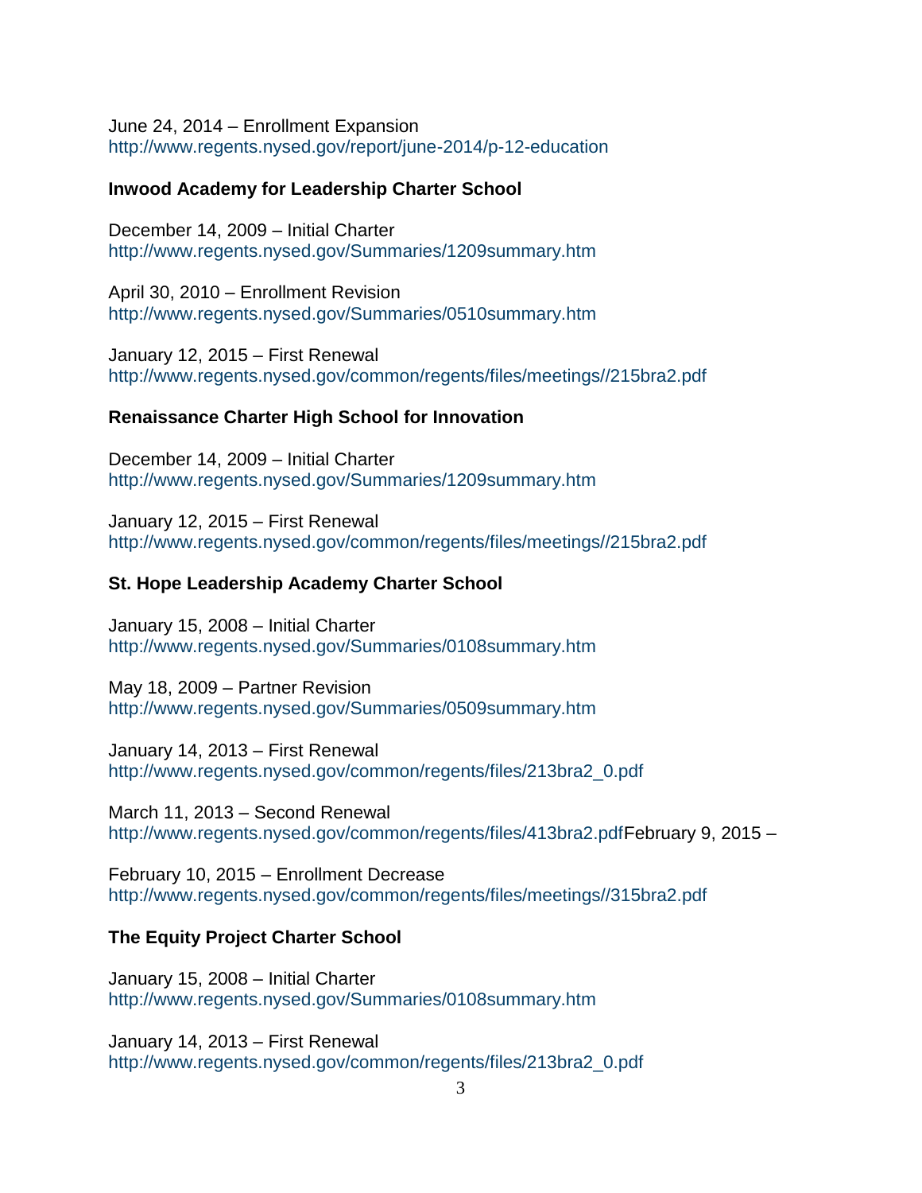June 24, 2014 – Enrollment Expansion
http://www.regents.nysed.gov/report/june-2014/p-12-education

**Inwood Academy for Leadership Charter School**

December 14, 2009 – Initial Charter
http://www.regents.nysed.gov/Summaries/1209summary.htm

April 30, 2010 – Enrollment Revision
http://www.regents.nysed.gov/Summaries/0510summary.htm

January 12, 2015 – First Renewal
http://www.regents.nysed.gov/common/regents/files/meetings//215bra2.pdf

**Renaissance Charter High School for Innovation**

December 14, 2009 – Initial Charter
http://www.regents.nysed.gov/Summaries/1209summary.htm

January 12, 2015 – First Renewal
http://www.regents.nysed.gov/common/regents/files/meetings//215bra2.pdf

**St. Hope Leadership Academy Charter School**

January 15, 2008 – Initial Charter
http://www.regents.nysed.gov/Summaries/0108summary.htm

May 18, 2009 – Partner Revision
http://www.regents.nysed.gov/Summaries/0509summary.htm

January 14, 2013 – First Renewal
http://www.regents.nysed.gov/common/regents/files/213bra2_0.pdf

March 11, 2013 – Second Renewal
http://www.regents.nysed.gov/common/regents/files/413bra2.pdfFebruary 9, 2015 –

February 10, 2015 – Enrollment Decrease
http://www.regents.nysed.gov/common/regents/files/meetings//315bra2.pdf

**The Equity Project Charter School**

January 15, 2008 – Initial Charter
http://www.regents.nysed.gov/Summaries/0108summary.htm

January 14, 2013 – First Renewal
http://www.regents.nysed.gov/common/regents/files/213bra2_0.pdf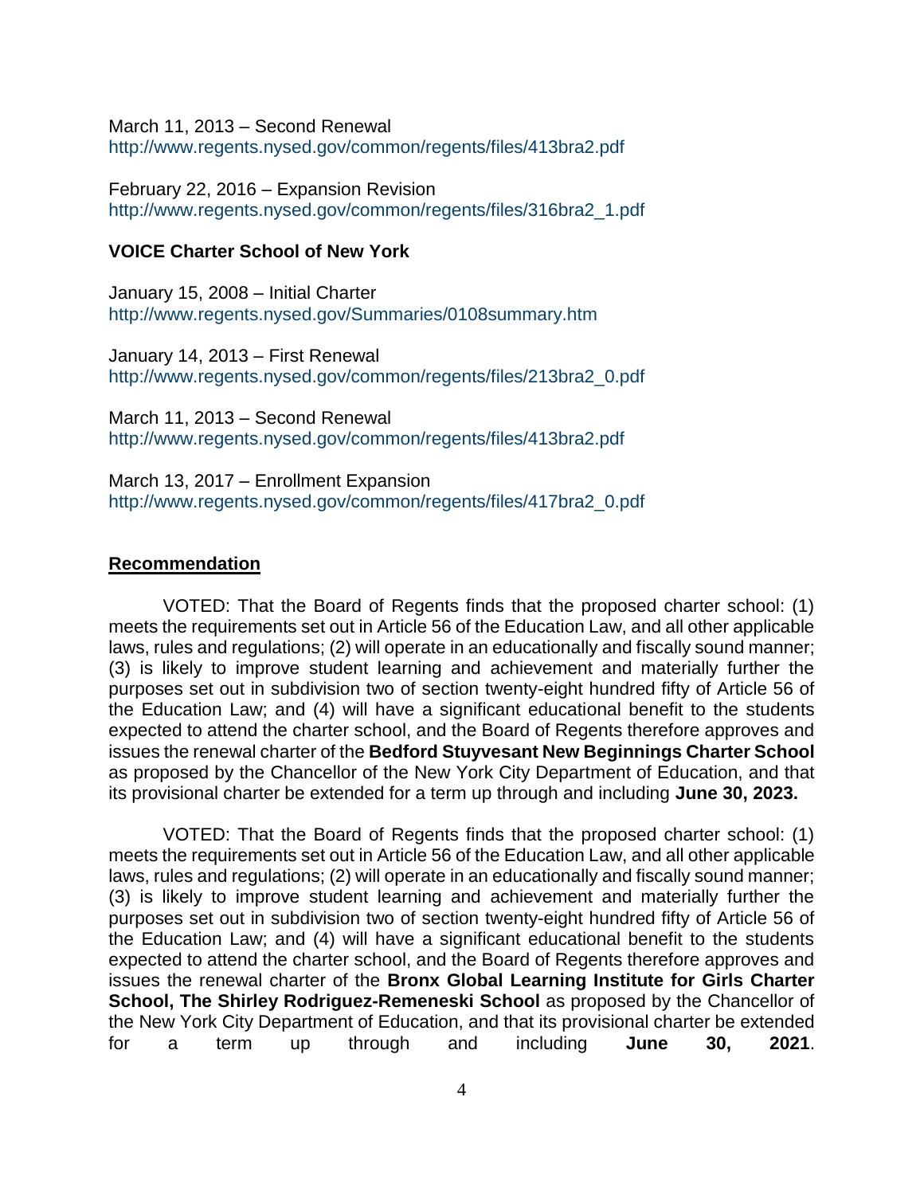March 11, 2013 – Second Renewal
http://www.regents.nysed.gov/common/regents/files/413bra2.pdf

February 22, 2016 – Expansion Revision
http://www.regents.nysed.gov/common/regents/files/316bra2_1.pdf

**VOICE Charter School of New York**

January 15, 2008 – Initial Charter
http://www.regents.nysed.gov/Summaries/0108summary.htm

January 14, 2013 – First Renewal
http://www.regents.nysed.gov/common/regents/files/213bra2_0.pdf

March 11, 2013 – Second Renewal
http://www.regents.nysed.gov/common/regents/files/413bra2.pdf

March 13, 2017 – Enrollment Expansion
http://www.regents.nysed.gov/common/regents/files/417bra2_0.pdf

## Recommendation

VOTED: That the Board of Regents finds that the proposed charter school: (1) meets the requirements set out in Article 56 of the Education Law, and all other applicable laws, rules and regulations; (2) will operate in an educationally and fiscally sound manner; (3) is likely to improve student learning and achievement and materially further the purposes set out in subdivision two of section twenty-eight hundred fifty of Article 56 of the Education Law; and (4) will have a significant educational benefit to the students expected to attend the charter school, and the Board of Regents therefore approves and issues the renewal charter of the **Bedford Stuyvesant New Beginnings Charter School** as proposed by the Chancellor of the New York City Department of Education, and that its provisional charter be extended for a term up through and including **June 30, 2023.**

VOTED: That the Board of Regents finds that the proposed charter school: (1) meets the requirements set out in Article 56 of the Education Law, and all other applicable laws, rules and regulations; (2) will operate in an educationally and fiscally sound manner; (3) is likely to improve student learning and achievement and materially further the purposes set out in subdivision two of section twenty-eight hundred fifty of Article 56 of the Education Law; and (4) will have a significant educational benefit to the students expected to attend the charter school, and the Board of Regents therefore approves and issues the renewal charter of the **Bronx Global Learning Institute for Girls Charter School, The Shirley Rodriguez-Remeneski School** as proposed by the Chancellor of the New York City Department of Education, and that its provisional charter be extended for a term up through and including **June 30, 2021**.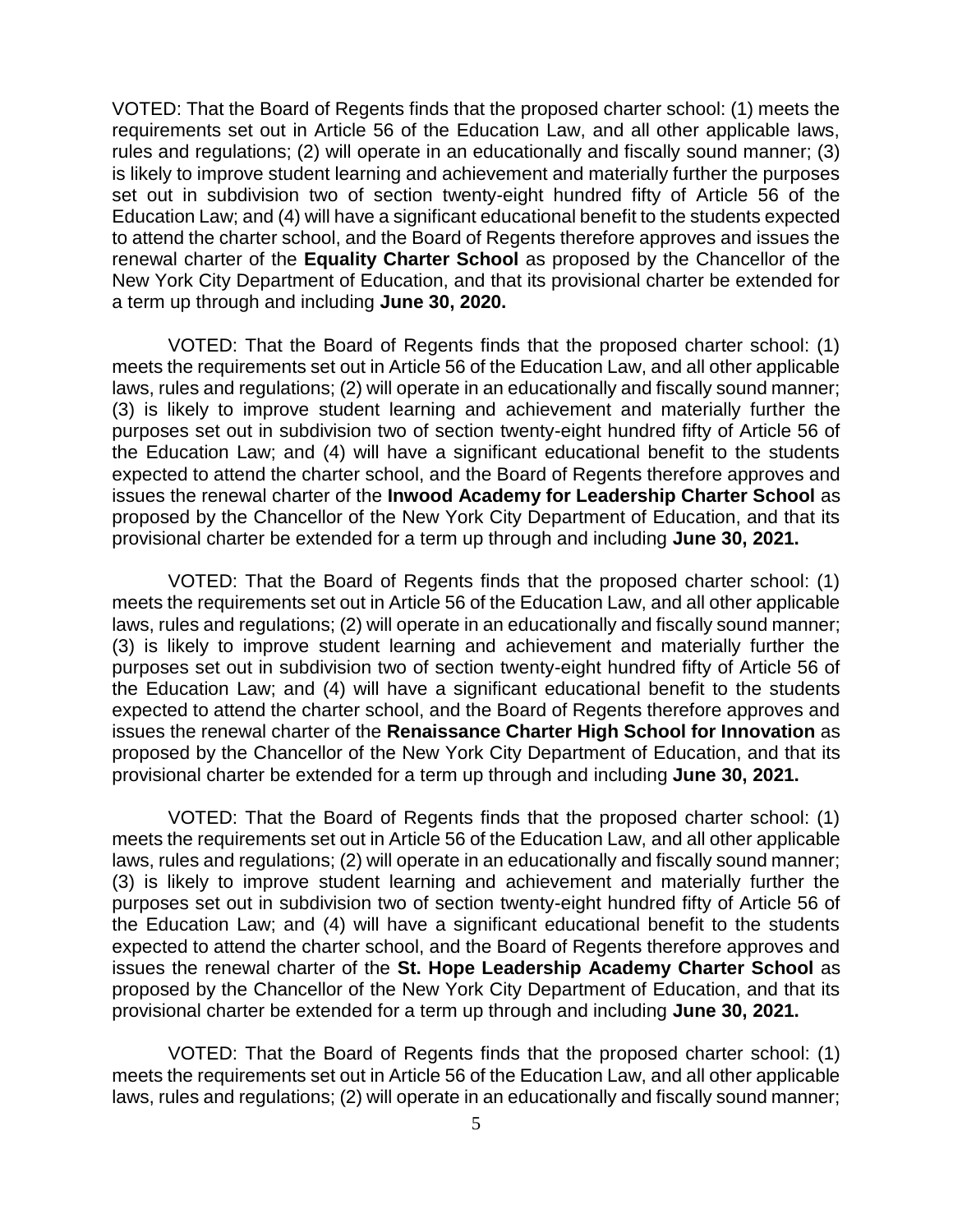VOTED: That the Board of Regents finds that the proposed charter school: (1) meets the requirements set out in Article 56 of the Education Law, and all other applicable laws, rules and regulations; (2) will operate in an educationally and fiscally sound manner; (3) is likely to improve student learning and achievement and materially further the purposes set out in subdivision two of section twenty-eight hundred fifty of Article 56 of the Education Law; and (4) will have a significant educational benefit to the students expected to attend the charter school, and the Board of Regents therefore approves and issues the renewal charter of the **Equality Charter School** as proposed by the Chancellor of the New York City Department of Education, and that its provisional charter be extended for a term up through and including **June 30, 2020.**

VOTED: That the Board of Regents finds that the proposed charter school: (1) meets the requirements set out in Article 56 of the Education Law, and all other applicable laws, rules and regulations; (2) will operate in an educationally and fiscally sound manner; (3) is likely to improve student learning and achievement and materially further the purposes set out in subdivision two of section twenty-eight hundred fifty of Article 56 of the Education Law; and (4) will have a significant educational benefit to the students expected to attend the charter school, and the Board of Regents therefore approves and issues the renewal charter of the **Inwood Academy for Leadership Charter School** as proposed by the Chancellor of the New York City Department of Education, and that its provisional charter be extended for a term up through and including **June 30, 2021.**

VOTED: That the Board of Regents finds that the proposed charter school: (1) meets the requirements set out in Article 56 of the Education Law, and all other applicable laws, rules and regulations; (2) will operate in an educationally and fiscally sound manner; (3) is likely to improve student learning and achievement and materially further the purposes set out in subdivision two of section twenty-eight hundred fifty of Article 56 of the Education Law; and (4) will have a significant educational benefit to the students expected to attend the charter school, and the Board of Regents therefore approves and issues the renewal charter of the **Renaissance Charter High School for Innovation** as proposed by the Chancellor of the New York City Department of Education, and that its provisional charter be extended for a term up through and including **June 30, 2021.**

VOTED: That the Board of Regents finds that the proposed charter school: (1) meets the requirements set out in Article 56 of the Education Law, and all other applicable laws, rules and regulations; (2) will operate in an educationally and fiscally sound manner; (3) is likely to improve student learning and achievement and materially further the purposes set out in subdivision two of section twenty-eight hundred fifty of Article 56 of the Education Law; and (4) will have a significant educational benefit to the students expected to attend the charter school, and the Board of Regents therefore approves and issues the renewal charter of the **St. Hope Leadership Academy Charter School** as proposed by the Chancellor of the New York City Department of Education, and that its provisional charter be extended for a term up through and including **June 30, 2021.**

VOTED: That the Board of Regents finds that the proposed charter school: (1) meets the requirements set out in Article 56 of the Education Law, and all other applicable laws, rules and regulations; (2) will operate in an educationally and fiscally sound manner;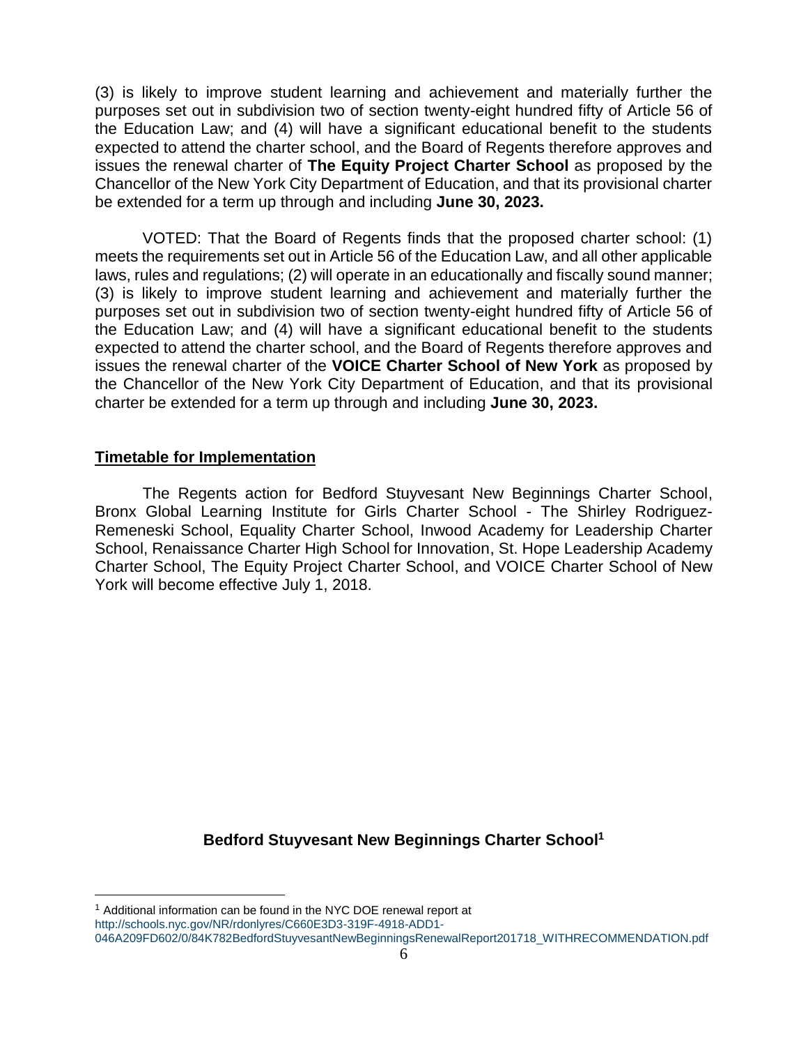(3) is likely to improve student learning and achievement and materially further the purposes set out in subdivision two of section twenty-eight hundred fifty of Article 56 of the Education Law; and (4) will have a significant educational benefit to the students expected to attend the charter school, and the Board of Regents therefore approves and issues the renewal charter of **The Equity Project Charter School** as proposed by the Chancellor of the New York City Department of Education, and that its provisional charter be extended for a term up through and including **June 30, 2023.**

VOTED: That the Board of Regents finds that the proposed charter school: (1) meets the requirements set out in Article 56 of the Education Law, and all other applicable laws, rules and regulations; (2) will operate in an educationally and fiscally sound manner; (3) is likely to improve student learning and achievement and materially further the purposes set out in subdivision two of section twenty-eight hundred fifty of Article 56 of the Education Law; and (4) will have a significant educational benefit to the students expected to attend the charter school, and the Board of Regents therefore approves and issues the renewal charter of the **VOICE Charter School of New York** as proposed by the Chancellor of the New York City Department of Education, and that its provisional charter be extended for a term up through and including **June 30, 2023.**

## Timetable for Implementation

The Regents action for Bedford Stuyvesant New Beginnings Charter School, Bronx Global Learning Institute for Girls Charter School - The Shirley Rodriguez-Remeneski School, Equality Charter School, Inwood Academy for Leadership Charter School, Renaissance Charter High School for Innovation, St. Hope Leadership Academy Charter School, The Equity Project Charter School, and VOICE Charter School of New York will become effective July 1, 2018.

## Bedford Stuyvesant New Beginnings Charter School[1]

[1] Additional information can be found in the NYC DOE renewal report at http://schools.nyc.gov/NR/rdonlyres/C660E3D3-319F-4918-ADD1-046A209FD602/0/84K782BedfordStuyvesantNewBeginningsRenewalReport201718_WITHRECOMMENDATION.pdf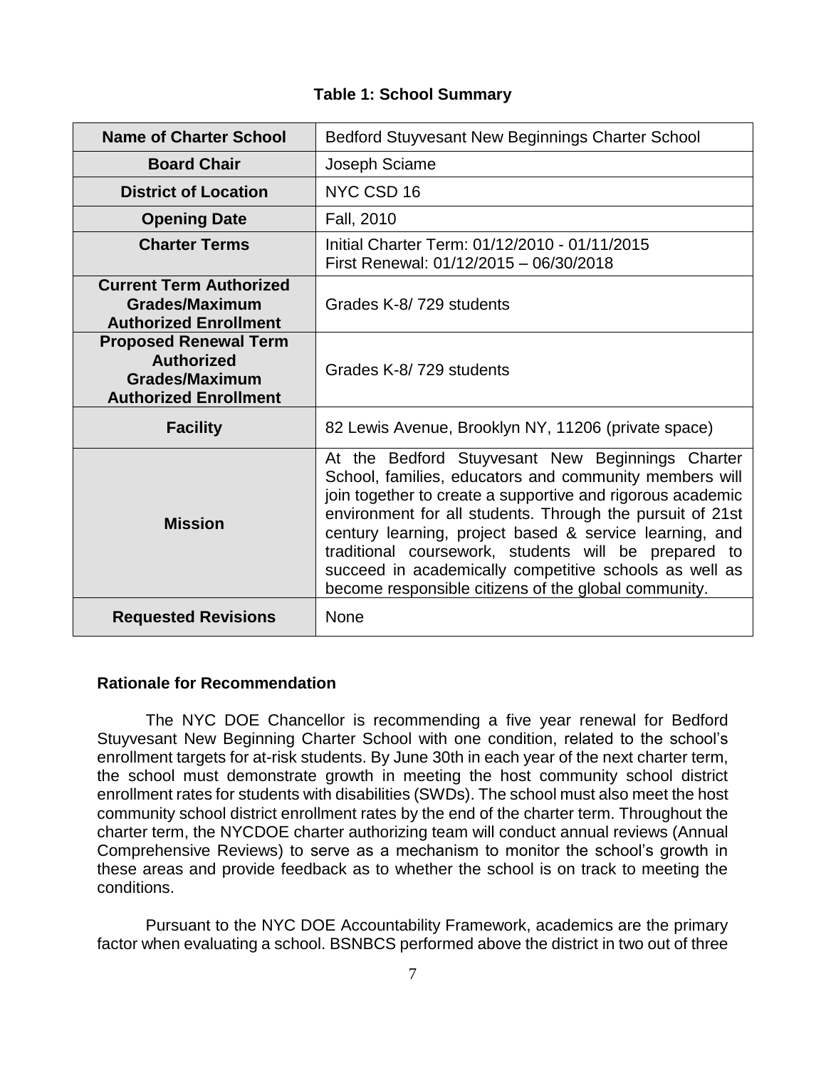**Table 1: School Summary**

| | |
|---|---|
| **Name of Charter School** | Bedford Stuyvesant New Beginnings Charter School |
| **Board Chair** | Joseph Sciame |
| **District of Location** | NYC CSD 16 |
| **Opening Date** | Fall, 2010 |
| **Charter Terms** | Initial Charter Term: 01/12/2010 - 01/11/2015<br>First Renewal: 01/12/2015 – 06/30/2018 |
| **Current Term Authorized Grades/Maximum Authorized Enrollment** | Grades K-8/ 729 students |
| **Proposed Renewal Term Authorized Grades/Maximum Authorized Enrollment** | Grades K-8/ 729 students |
| **Facility** | 82 Lewis Avenue, Brooklyn NY, 11206 (private space) |
| **Mission** | At the Bedford Stuyvesant New Beginnings Charter School, families, educators and community members will join together to create a supportive and rigorous academic environment for all students. Through the pursuit of 21st century learning, project based & service learning, and traditional coursework, students will be prepared to succeed in academically competitive schools as well as become responsible citizens of the global community. |
| **Requested Revisions** | None |

### Rationale for Recommendation

The NYC DOE Chancellor is recommending a five year renewal for Bedford Stuyvesant New Beginning Charter School with one condition, related to the school's enrollment targets for at-risk students. By June 30th in each year of the next charter term, the school must demonstrate growth in meeting the host community school district enrollment rates for students with disabilities (SWDs). The school must also meet the host community school district enrollment rates by the end of the charter term. Throughout the charter term, the NYCDOE charter authorizing team will conduct annual reviews (Annual Comprehensive Reviews) to serve as a mechanism to monitor the school's growth in these areas and provide feedback as to whether the school is on track to meeting the conditions.

Pursuant to the NYC DOE Accountability Framework, academics are the primary factor when evaluating a school. BSNBCS performed above the district in two out of three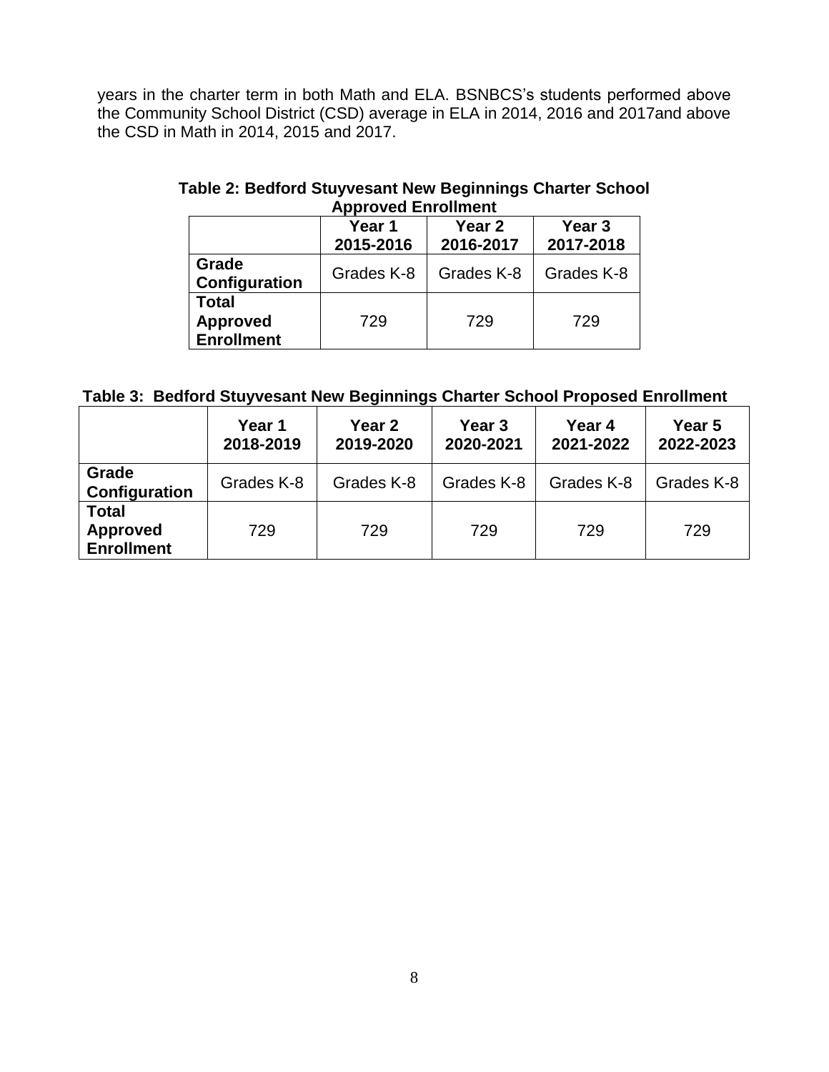years in the charter term in both Math and ELA. BSNBCS's students performed above the Community School District (CSD) average in ELA in 2014, 2016 and 2017and above the CSD in Math in 2014, 2015 and 2017.

**Table 2: Bedford Stuyvesant New Beginnings Charter School Approved Enrollment**

| | **Year 1 2015-2016** | **Year 2 2016-2017** | **Year 3 2017-2018** |
|---|---|---|---|
| **Grade Configuration** | Grades K-8 | Grades K-8 | Grades K-8 |
| **Total Approved Enrollment** | 729 | 729 | 729 |

**Table 3: Bedford Stuyvesant New Beginnings Charter School Proposed Enrollment**

| | **Year 1 2018-2019** | **Year 2 2019-2020** | **Year 3 2020-2021** | **Year 4 2021-2022** | **Year 5 2022-2023** |
|---|---|---|---|---|---|
| **Grade Configuration** | Grades K-8 | Grades K-8 | Grades K-8 | Grades K-8 | Grades K-8 |
| **Total Approved Enrollment** | 729 | 729 | 729 | 729 | 729 |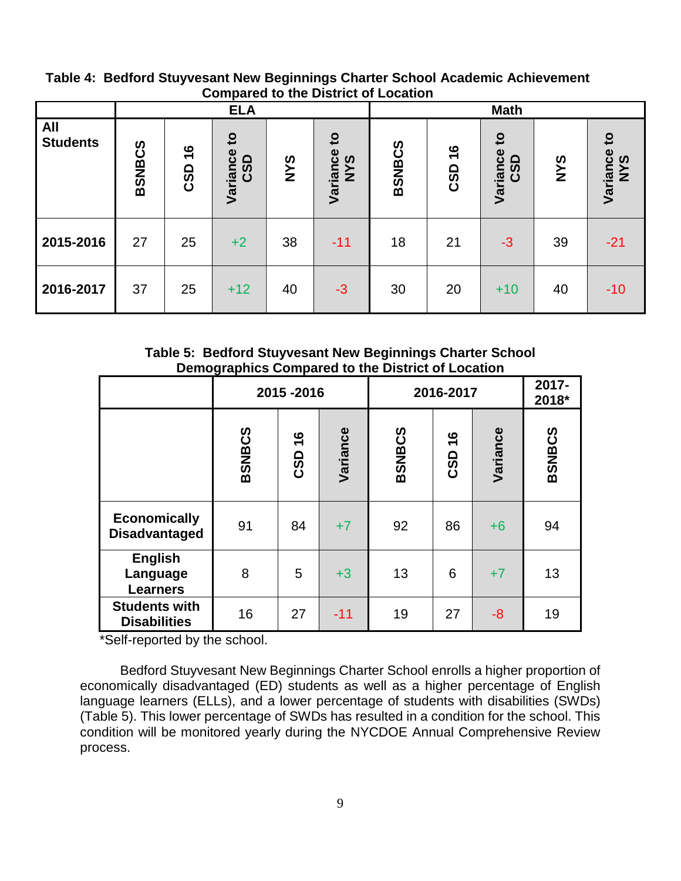**Table 4: Bedford Stuyvesant New Beginnings Charter School Academic Achievement Compared to the District of Location**

| All Students | ELA | | | | | Math | | | | |
|---|---|---|---|---|---|---|---|---|---|---|
| | BSNBCS | CSD 16 | Variance to CSD | NYS | Variance to NYS | BSNBCS | CSD 16 | Variance to CSD | NYS | Variance to NYS |
| 2015-2016 | 27 | 25 | +2 | 38 | -11 | 18 | 21 | -3 | 39 | -21 |
| 2016-2017 | 37 | 25 | +12 | 40 | -3 | 30 | 20 | +10 | 40 | -10 |

**Table 5: Bedford Stuyvesant New Beginnings Charter School Demographics Compared to the District of Location**

| | 2015 -2016 | | | 2016-2017 | | | 2017-2018* |
|---|---|---|---|---|---|---|---|
| | BSNBCS | CSD 16 | Variance | BSNBCS | CSD 16 | Variance | BSNBCS |
| Economically Disadvantaged | 91 | 84 | +7 | 92 | 86 | +6 | 94 |
| English Language Learners | 8 | 5 | +3 | 13 | 6 | +7 | 13 |
| Students with Disabilities | 16 | 27 | -11 | 19 | 27 | -8 | 19 |

*Self-reported by the school.

Bedford Stuyvesant New Beginnings Charter School enrolls a higher proportion of economically disadvantaged (ED) students as well as a higher percentage of English language learners (ELLs), and a lower percentage of students with disabilities (SWDs) (Table 5). This lower percentage of SWDs has resulted in a condition for the school. This condition will be monitored yearly during the NYCDOE Annual Comprehensive Review process.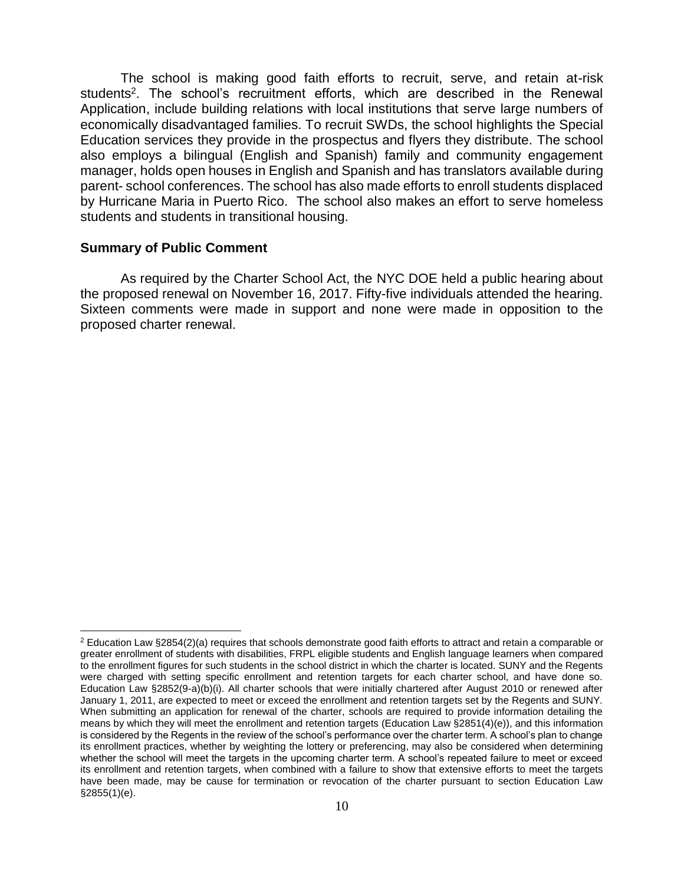The school is making good faith efforts to recruit, serve, and retain at-risk students[2]. The school's recruitment efforts, which are described in the Renewal Application, include building relations with local institutions that serve large numbers of economically disadvantaged families. To recruit SWDs, the school highlights the Special Education services they provide in the prospectus and flyers they distribute. The school also employs a bilingual (English and Spanish) family and community engagement manager, holds open houses in English and Spanish and has translators available during parent- school conferences. The school has also made efforts to enroll students displaced by Hurricane Maria in Puerto Rico. The school also makes an effort to serve homeless students and students in transitional housing.

**Summary of Public Comment**

As required by the Charter School Act, the NYC DOE held a public hearing about the proposed renewal on November 16, 2017. Fifty-five individuals attended the hearing. Sixteen comments were made in support and none were made in opposition to the proposed charter renewal.

[2] Education Law §2854(2)(a) requires that schools demonstrate good faith efforts to attract and retain a comparable or greater enrollment of students with disabilities, FRPL eligible students and English language learners when compared to the enrollment figures for such students in the school district in which the charter is located. SUNY and the Regents were charged with setting specific enrollment and retention targets for each charter school, and have done so. Education Law §2852(9-a)(b)(i). All charter schools that were initially chartered after August 2010 or renewed after January 1, 2011, are expected to meet or exceed the enrollment and retention targets set by the Regents and SUNY. When submitting an application for renewal of the charter, schools are required to provide information detailing the means by which they will meet the enrollment and retention targets (Education Law §2851(4)(e)), and this information is considered by the Regents in the review of the school's performance over the charter term. A school's plan to change its enrollment practices, whether by weighting the lottery or preferencing, may also be considered when determining whether the school will meet the targets in the upcoming charter term. A school's repeated failure to meet or exceed its enrollment and retention targets, when combined with a failure to show that extensive efforts to meet the targets have been made, may be cause for termination or revocation of the charter pursuant to section Education Law §2855(1)(e).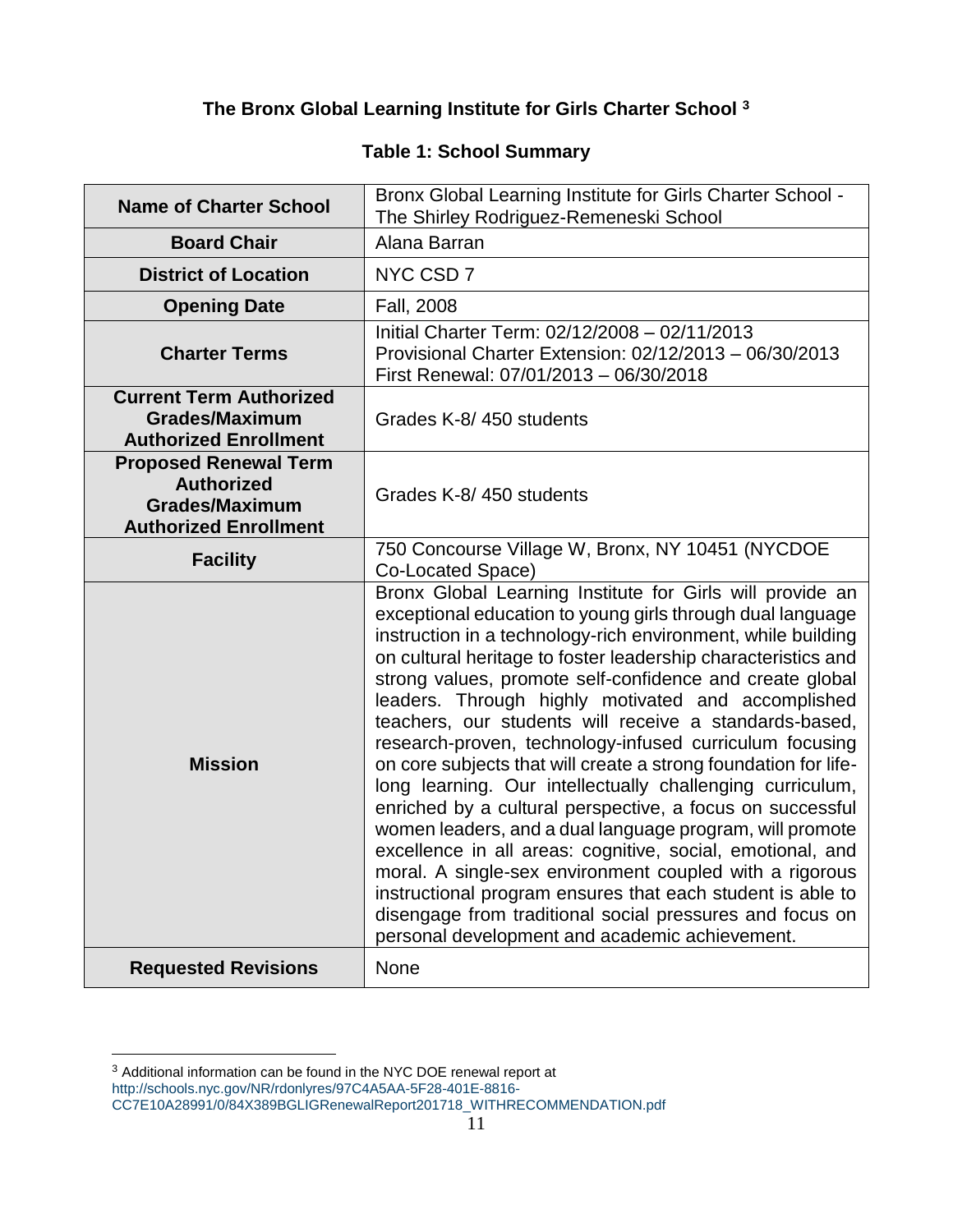## The Bronx Global Learning Institute for Girls Charter School [3]

### Table 1: School Summary

| | |
|---|---|
| **Name of Charter School** | Bronx Global Learning Institute for Girls Charter School - The Shirley Rodriguez-Remeneski School |
| **Board Chair** | Alana Barran |
| **District of Location** | NYC CSD 7 |
| **Opening Date** | Fall, 2008 |
| **Charter Terms** | Initial Charter Term: 02/12/2008 – 02/11/2013<br>Provisional Charter Extension: 02/12/2013 – 06/30/2013<br>First Renewal: 07/01/2013 – 06/30/2018 |
| **Current Term Authorized Grades/Maximum Authorized Enrollment** | Grades K-8/ 450 students |
| **Proposed Renewal Term Authorized Grades/Maximum Authorized Enrollment** | Grades K-8/ 450 students |
| **Facility** | 750 Concourse Village W, Bronx, NY 10451 (NYCDOE Co-Located Space) |
| **Mission** | Bronx Global Learning Institute for Girls will provide an exceptional education to young girls through dual language instruction in a technology-rich environment, while building on cultural heritage to foster leadership characteristics and strong values, promote self-confidence and create global leaders. Through highly motivated and accomplished teachers, our students will receive a standards-based, research-proven, technology-infused curriculum focusing on core subjects that will create a strong foundation for life-long learning. Our intellectually challenging curriculum, enriched by a cultural perspective, a focus on successful women leaders, and a dual language program, will promote excellence in all areas: cognitive, social, emotional, and moral. A single-sex environment coupled with a rigorous instructional program ensures that each student is able to disengage from traditional social pressures and focus on personal development and academic achievement. |
| **Requested Revisions** | None |

[3] Additional information can be found in the NYC DOE renewal report at http://schools.nyc.gov/NR/rdonlyres/97C4A5AA-5F28-401E-8816-CC7E10A28991/0/84X389BGLIGRenewalReport201718_WITHRECOMMENDATION.pdf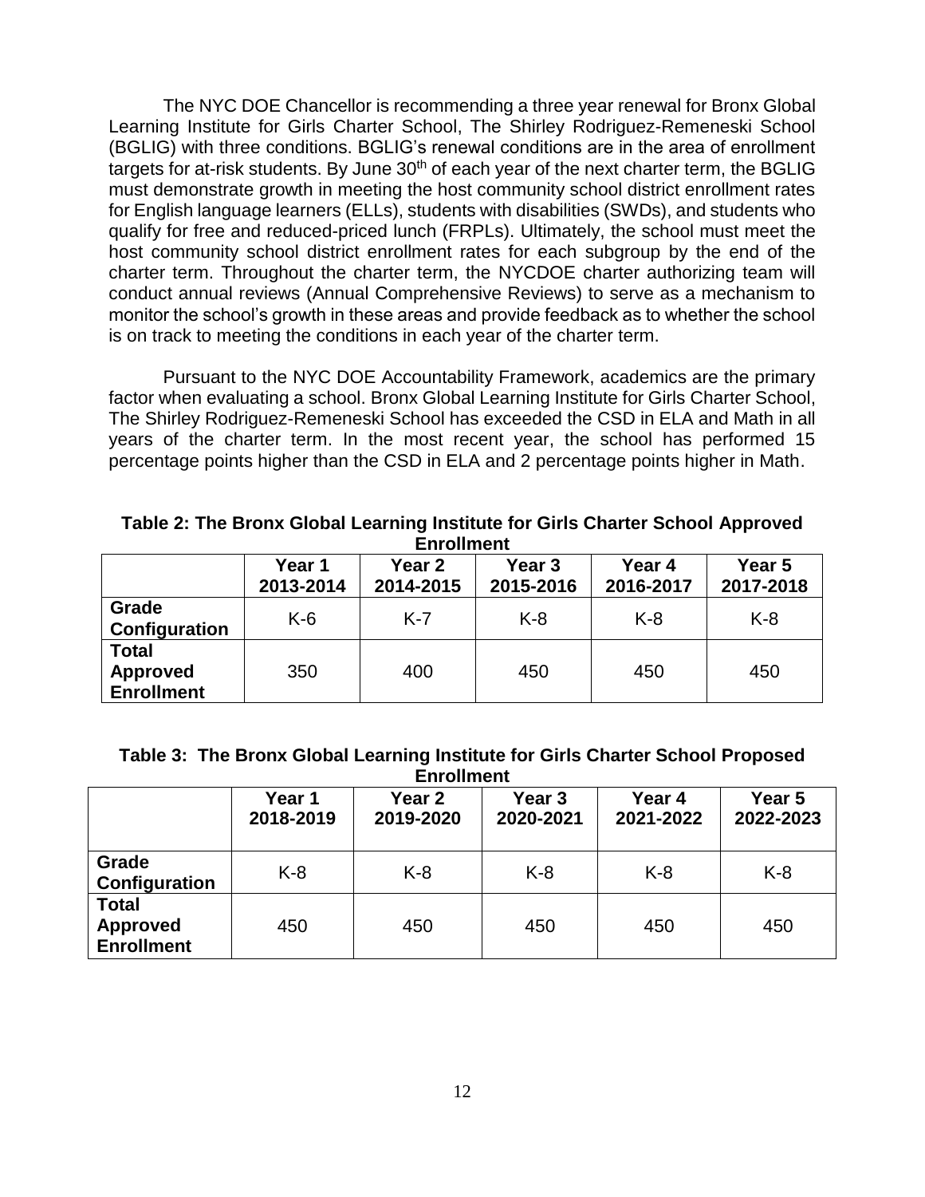The NYC DOE Chancellor is recommending a three year renewal for Bronx Global Learning Institute for Girls Charter School, The Shirley Rodriguez-Remeneski School (BGLIG) with three conditions. BGLIG's renewal conditions are in the area of enrollment targets for at-risk students. By June 30th of each year of the next charter term, the BGLIG must demonstrate growth in meeting the host community school district enrollment rates for English language learners (ELLs), students with disabilities (SWDs), and students who qualify for free and reduced-priced lunch (FRPLs). Ultimately, the school must meet the host community school district enrollment rates for each subgroup by the end of the charter term. Throughout the charter term, the NYCDOE charter authorizing team will conduct annual reviews (Annual Comprehensive Reviews) to serve as a mechanism to monitor the school's growth in these areas and provide feedback as to whether the school is on track to meeting the conditions in each year of the charter term.

Pursuant to the NYC DOE Accountability Framework, academics are the primary factor when evaluating a school. Bronx Global Learning Institute for Girls Charter School, The Shirley Rodriguez-Remeneski School has exceeded the CSD in ELA and Math in all years of the charter term. In the most recent year, the school has performed 15 percentage points higher than the CSD in ELA and 2 percentage points higher in Math.

**Table 2: The Bronx Global Learning Institute for Girls Charter School Approved Enrollment**

| | Year 1 2013-2014 | Year 2 2014-2015 | Year 3 2015-2016 | Year 4 2016-2017 | Year 5 2017-2018 |
|---|---|---|---|---|---|
| **Grade Configuration** | K-6 | K-7 | K-8 | K-8 | K-8 |
| **Total Approved Enrollment** | 350 | 400 | 450 | 450 | 450 |

**Table 3: The Bronx Global Learning Institute for Girls Charter School Proposed Enrollment**

| | Year 1 2018-2019 | Year 2 2019-2020 | Year 3 2020-2021 | Year 4 2021-2022 | Year 5 2022-2023 |
|---|---|---|---|---|---|
| **Grade Configuration** | K-8 | K-8 | K-8 | K-8 | K-8 |
| **Total Approved Enrollment** | 450 | 450 | 450 | 450 | 450 |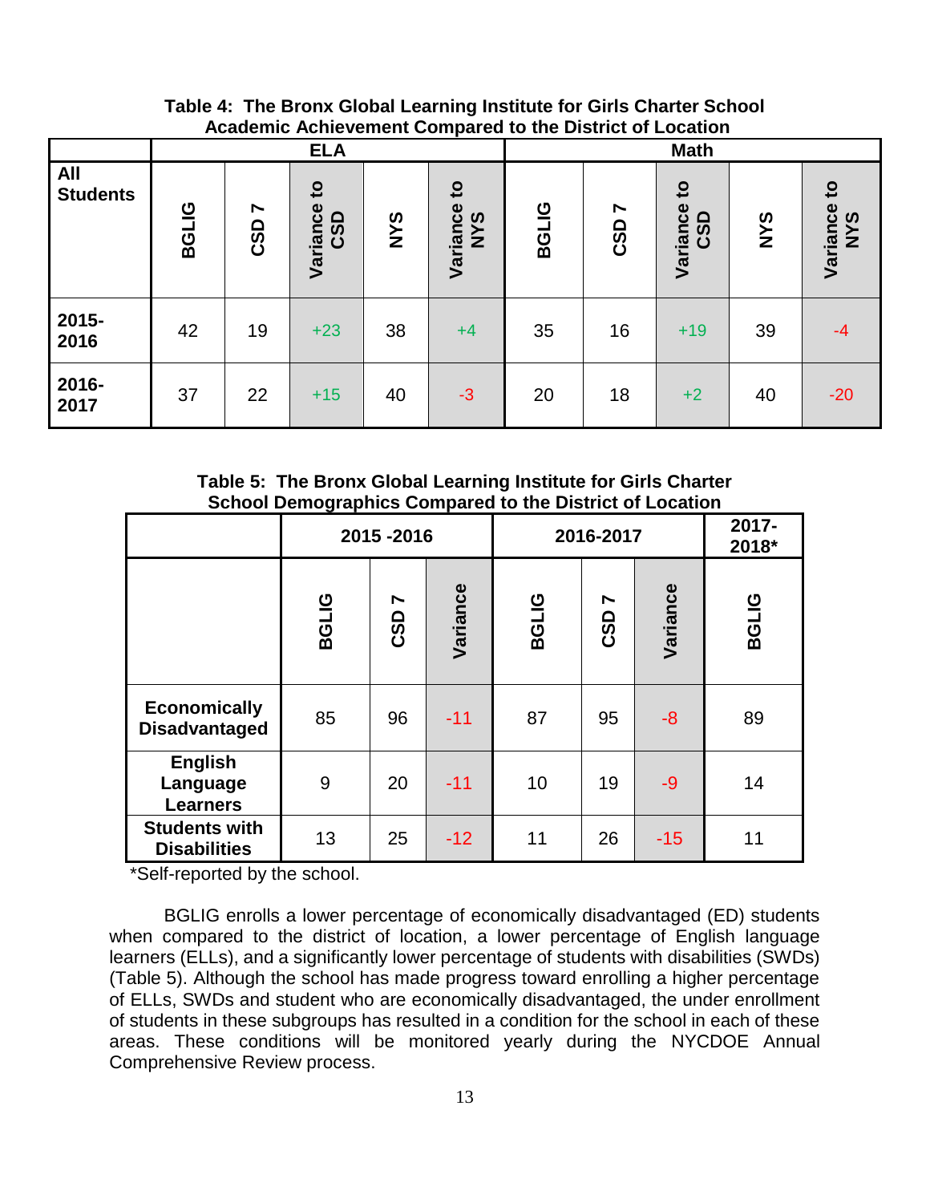**Table 4: The Bronx Global Learning Institute for Girls Charter School Academic Achievement Compared to the District of Location**

| | ELA | | | | | Math | | | | |
|---|---|---|---|---|---|---|---|---|---|---|
| **All Students** | BGLIG | CSD 7 | Variance to CSD | NYS | Variance to NYS | BGLIG | CSD 7 | Variance to CSD | NYS | Variance to NYS |
| **2015-2016** | 42 | 19 | +23 | 38 | +4 | 35 | 16 | +19 | 39 | -4 |
| **2016-2017** | 37 | 22 | +15 | 40 | -3 | 20 | 18 | +2 | 40 | -20 |

**Table 5: The Bronx Global Learning Institute for Girls Charter School Demographics Compared to the District of Location**

| | 2015 -2016 | | | 2016-2017 | | | 2017-2018* |
|---|---|---|---|---|---|---|---|
| | BGLIG | CSD 7 | Variance | BGLIG | CSD 7 | Variance | BGLIG |
| **Economically Disadvantaged** | 85 | 96 | -11 | 87 | 95 | -8 | 89 |
| **English Language Learners** | 9 | 20 | -11 | 10 | 19 | -9 | 14 |
| **Students with Disabilities** | 13 | 25 | -12 | 11 | 26 | -15 | 11 |

*Self-reported by the school.

BGLIG enrolls a lower percentage of economically disadvantaged (ED) students when compared to the district of location, a lower percentage of English language learners (ELLs), and a significantly lower percentage of students with disabilities (SWDs) (Table 5). Although the school has made progress toward enrolling a higher percentage of ELLs, SWDs and student who are economically disadvantaged, the under enrollment of students in these subgroups has resulted in a condition for the school in each of these areas. These conditions will be monitored yearly during the NYCDOE Annual Comprehensive Review process.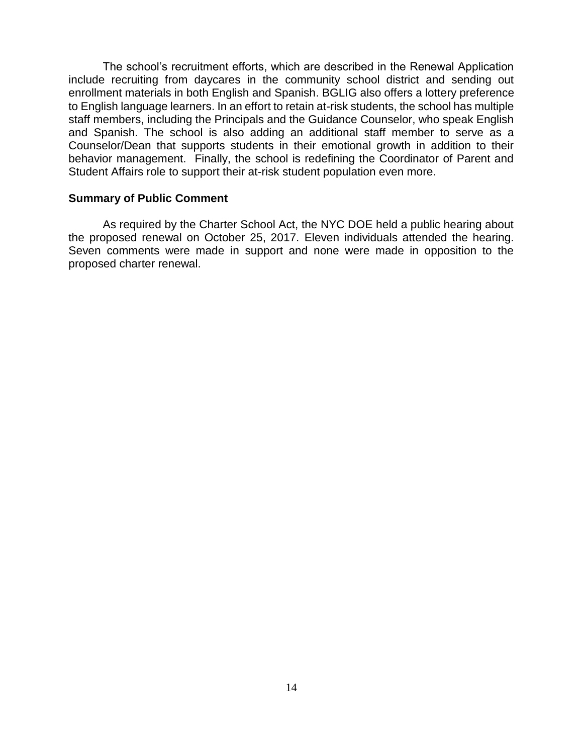The school's recruitment efforts, which are described in the Renewal Application include recruiting from daycares in the community school district and sending out enrollment materials in both English and Spanish. BGLIG also offers a lottery preference to English language learners. In an effort to retain at-risk students, the school has multiple staff members, including the Principals and the Guidance Counselor, who speak English and Spanish. The school is also adding an additional staff member to serve as a Counselor/Dean that supports students in their emotional growth in addition to their behavior management. Finally, the school is redefining the Coordinator of Parent and Student Affairs role to support their at-risk student population even more.

**Summary of Public Comment**

As required by the Charter School Act, the NYC DOE held a public hearing about the proposed renewal on October 25, 2017. Eleven individuals attended the hearing. Seven comments were made in support and none were made in opposition to the proposed charter renewal.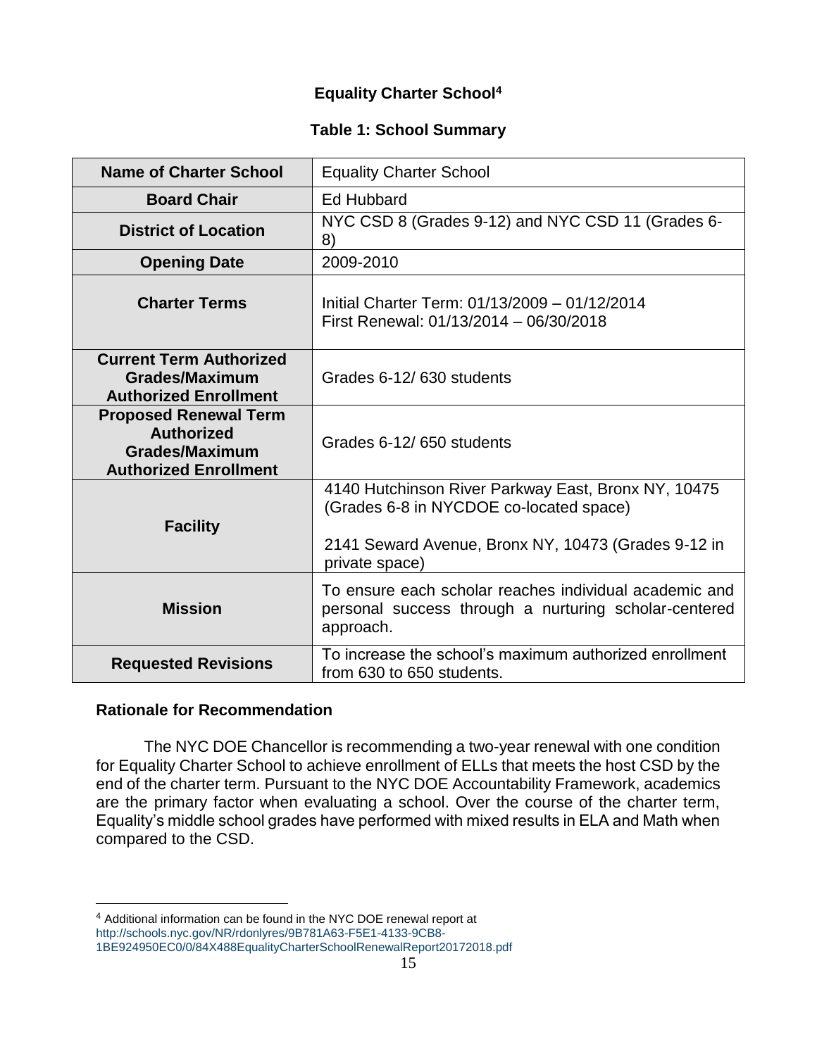## Equality Charter School[4]

### Table 1: School Summary

| | |
|---|---|
| **Name of Charter School** | Equality Charter School |
| **Board Chair** | Ed Hubbard |
| **District of Location** | NYC CSD 8 (Grades 9-12) and NYC CSD 11 (Grades 6-8) |
| **Opening Date** | 2009-2010 |
| **Charter Terms** | Initial Charter Term: 01/13/2009 – 01/12/2014<br>First Renewal: 01/13/2014 – 06/30/2018 |
| **Current Term Authorized Grades/Maximum Authorized Enrollment** | Grades 6-12/ 630 students |
| **Proposed Renewal Term Authorized Grades/Maximum Authorized Enrollment** | Grades 6-12/ 650 students |
| **Facility** | 4140 Hutchinson River Parkway East, Bronx NY, 10475 (Grades 6-8 in NYCDOE co-located space)<br><br>2141 Seward Avenue, Bronx NY, 10473 (Grades 9-12 in private space) |
| **Mission** | To ensure each scholar reaches individual academic and personal success through a nurturing scholar-centered approach. |
| **Requested Revisions** | To increase the school's maximum authorized enrollment from 630 to 650 students. |

**Rationale for Recommendation**

The NYC DOE Chancellor is recommending a two-year renewal with one condition for Equality Charter School to achieve enrollment of ELLs that meets the host CSD by the end of the charter term. Pursuant to the NYC DOE Accountability Framework, academics are the primary factor when evaluating a school. Over the course of the charter term, Equality's middle school grades have performed with mixed results in ELA and Math when compared to the CSD.

[4] Additional information can be found in the NYC DOE renewal report at http://schools.nyc.gov/NR/rdonlyres/9B781A63-F5E1-4133-9CB8-1BE924950EC0/0/84X488EqualityCharterSchoolRenewalReport20172018.pdf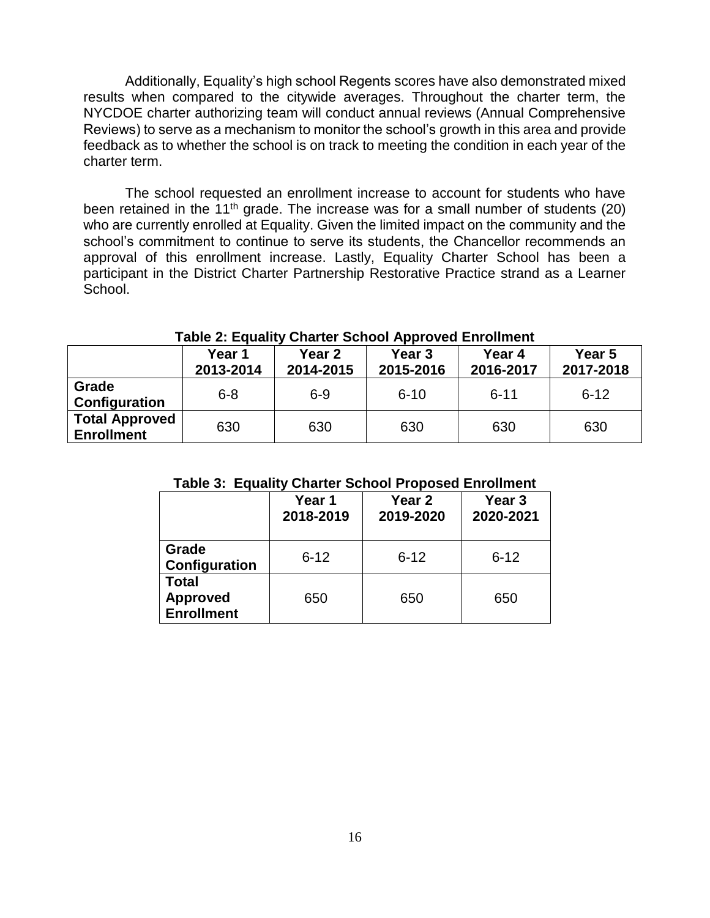Additionally, Equality's high school Regents scores have also demonstrated mixed results when compared to the citywide averages. Throughout the charter term, the NYCDOE charter authorizing team will conduct annual reviews (Annual Comprehensive Reviews) to serve as a mechanism to monitor the school's growth in this area and provide feedback as to whether the school is on track to meeting the condition in each year of the charter term.

The school requested an enrollment increase to account for students who have been retained in the 11th grade. The increase was for a small number of students (20) who are currently enrolled at Equality. Given the limited impact on the community and the school's commitment to continue to serve its students, the Chancellor recommends an approval of this enrollment increase. Lastly, Equality Charter School has been a participant in the District Charter Partnership Restorative Practice strand as a Learner School.

**Table 2: Equality Charter School Approved Enrollment**

| | Year 1 2013-2014 | Year 2 2014-2015 | Year 3 2015-2016 | Year 4 2016-2017 | Year 5 2017-2018 |
|---|---|---|---|---|---|
| **Grade Configuration** | 6-8 | 6-9 | 6-10 | 6-11 | 6-12 |
| **Total Approved Enrollment** | 630 | 630 | 630 | 630 | 630 |

**Table 3: Equality Charter School Proposed Enrollment**

| | Year 1 2018-2019 | Year 2 2019-2020 | Year 3 2020-2021 |
|---|---|---|---|
| **Grade Configuration** | 6-12 | 6-12 | 6-12 |
| **Total Approved Enrollment** | 650 | 650 | 650 |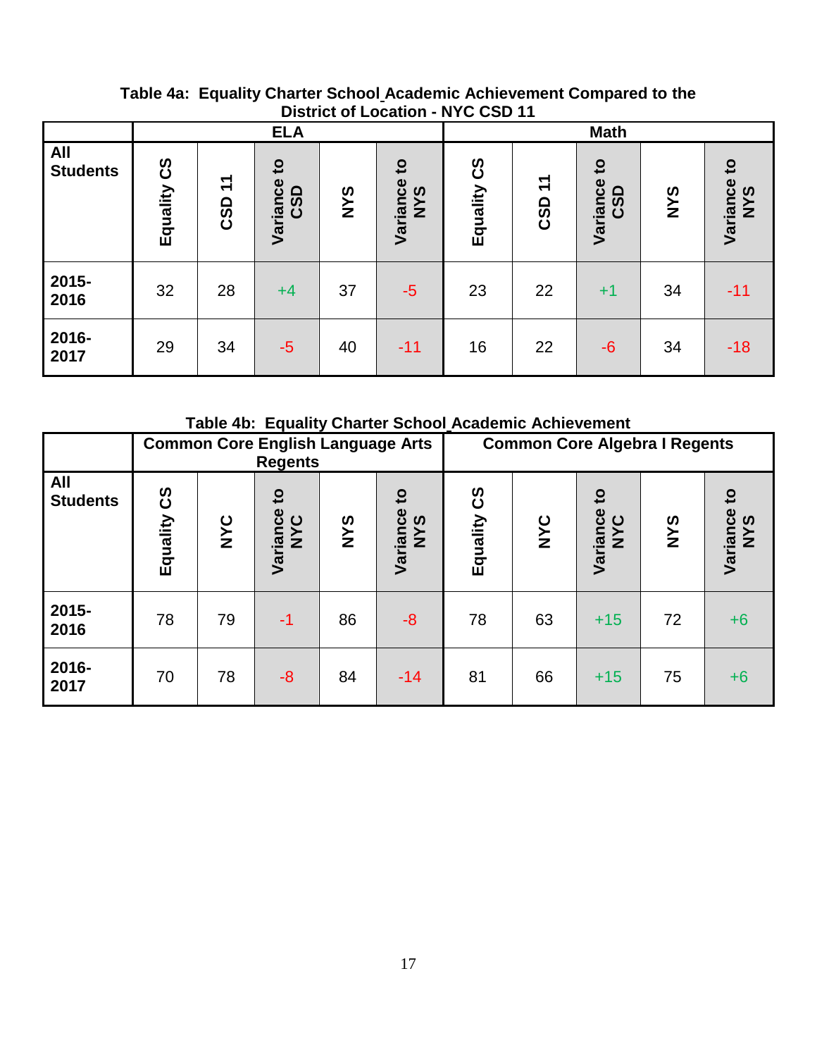**Table 4a: Equality Charter School Academic Achievement Compared to the District of Location - NYC CSD 11**

| | ELA | | | | | Math | | | | |
|---|---|---|---|---|---|---|---|---|---|---|
| All Students | Equality CS | CSD 11 | Variance to CSD | NYS | Variance to NYS | Equality CS | CSD 11 | Variance to CSD | NYS | Variance to NYS |
| 2015-2016 | 32 | 28 | +4 | 37 | -5 | 23 | 22 | +1 | 34 | -11 |
| 2016-2017 | 29 | 34 | -5 | 40 | -11 | 16 | 22 | -6 | 34 | -18 |

**Table 4b: Equality Charter School Academic Achievement**

| | Common Core English Language Arts Regents | | | | | Common Core Algebra I Regents | | | | |
|---|---|---|---|---|---|---|---|---|---|---|
| All Students | Equality CS | NYC | Variance to NYC | NYS | Variance to NYS | Equality CS | NYC | Variance to NYC | NYS | Variance to NYS |
| 2015-2016 | 78 | 79 | -1 | 86 | -8 | 78 | 63 | +15 | 72 | +6 |
| 2016-2017 | 70 | 78 | -8 | 84 | -14 | 81 | 66 | +15 | 75 | +6 |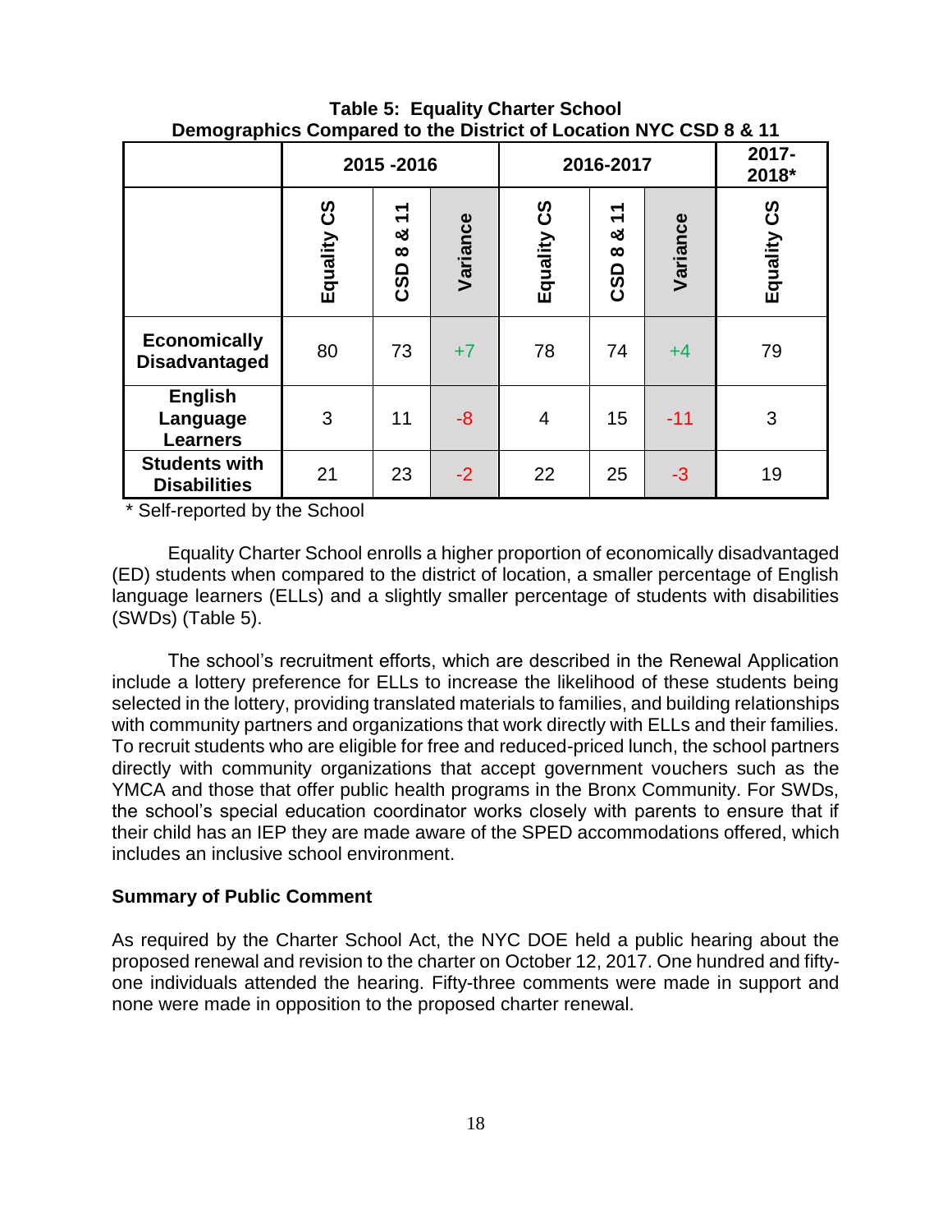**Table 5: Equality Charter School**
**Demographics Compared to the District of Location NYC CSD 8 & 11**

| | 2015 -2016 | | | 2016-2017 | | | 2017-2018* |
|---|---|---|---|---|---|---|---|
| | Equality CS | CSD 8 & 11 | Variance | Equality CS | CSD 8 & 11 | Variance | Equality CS |
| **Economically Disadvantaged** | 80 | 73 | +7 | 78 | 74 | +4 | 79 |
| **English Language Learners** | 3 | 11 | -8 | 4 | 15 | -11 | 3 |
| **Students with Disabilities** | 21 | 23 | -2 | 22 | 25 | -3 | 19 |

\* Self-reported by the School

Equality Charter School enrolls a higher proportion of economically disadvantaged (ED) students when compared to the district of location, a smaller percentage of English language learners (ELLs) and a slightly smaller percentage of students with disabilities (SWDs) (Table 5).

The school's recruitment efforts, which are described in the Renewal Application include a lottery preference for ELLs to increase the likelihood of these students being selected in the lottery, providing translated materials to families, and building relationships with community partners and organizations that work directly with ELLs and their families. To recruit students who are eligible for free and reduced-priced lunch, the school partners directly with community organizations that accept government vouchers such as the YMCA and those that offer public health programs in the Bronx Community. For SWDs, the school's special education coordinator works closely with parents to ensure that if their child has an IEP they are made aware of the SPED accommodations offered, which includes an inclusive school environment.

**Summary of Public Comment**

As required by the Charter School Act, the NYC DOE held a public hearing about the proposed renewal and revision to the charter on October 12, 2017. One hundred and fifty-one individuals attended the hearing. Fifty-three comments were made in support and none were made in opposition to the proposed charter renewal.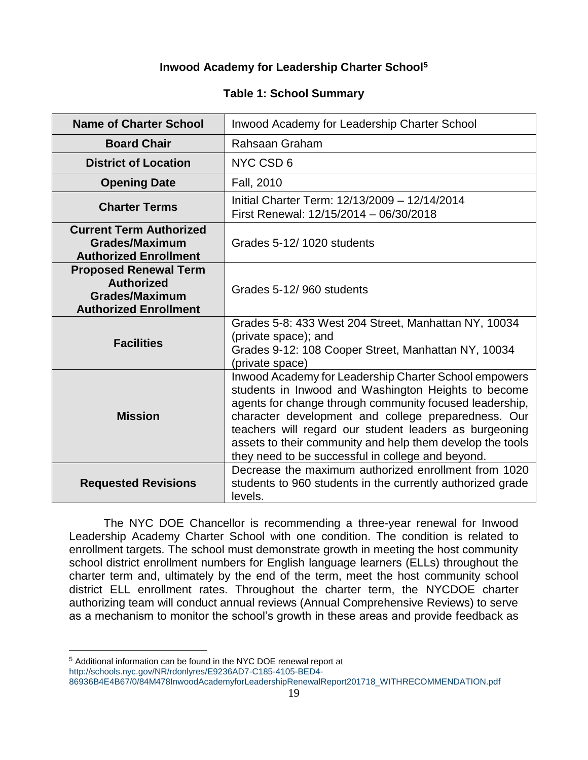## Inwood Academy for Leadership Charter School[5]

### Table 1: School Summary

| Name of Charter School | Inwood Academy for Leadership Charter School |
|---|---|
| **Board Chair** | Rahsaan Graham |
| **District of Location** | NYC CSD 6 |
| **Opening Date** | Fall, 2010 |
| **Charter Terms** | Initial Charter Term: 12/13/2009 – 12/14/2014<br>First Renewal: 12/15/2014 – 06/30/2018 |
| **Current Term Authorized Grades/Maximum Authorized Enrollment** | Grades 5-12/ 1020 students |
| **Proposed Renewal Term Authorized Grades/Maximum Authorized Enrollment** | Grades 5-12/ 960 students |
| **Facilities** | Grades 5-8: 433 West 204 Street, Manhattan NY, 10034 (private space); and<br>Grades 9-12: 108 Cooper Street, Manhattan NY, 10034 (private space) |
| **Mission** | Inwood Academy for Leadership Charter School empowers students in Inwood and Washington Heights to become agents for change through community focused leadership, character development and college preparedness. Our teachers will regard our student leaders as burgeoning assets to their community and help them develop the tools they need to be successful in college and beyond. |
| **Requested Revisions** | Decrease the maximum authorized enrollment from 1020 students to 960 students in the currently authorized grade levels. |

The NYC DOE Chancellor is recommending a three-year renewal for Inwood Leadership Academy Charter School with one condition. The condition is related to enrollment targets. The school must demonstrate growth in meeting the host community school district enrollment numbers for English language learners (ELLs) throughout the charter term and, ultimately by the end of the term, meet the host community school district ELL enrollment rates. Throughout the charter term, the NYCDOE charter authorizing team will conduct annual reviews (Annual Comprehensive Reviews) to serve as a mechanism to monitor the school's growth in these areas and provide feedback as

[5] Additional information can be found in the NYC DOE renewal report at http://schools.nyc.gov/NR/rdonlyres/E9236AD7-C185-4105-BED4-86936B4E4B67/0/84M478InwoodAcademyforLeadershipRenewalReport201718_WITHRECOMMENDATION.pdf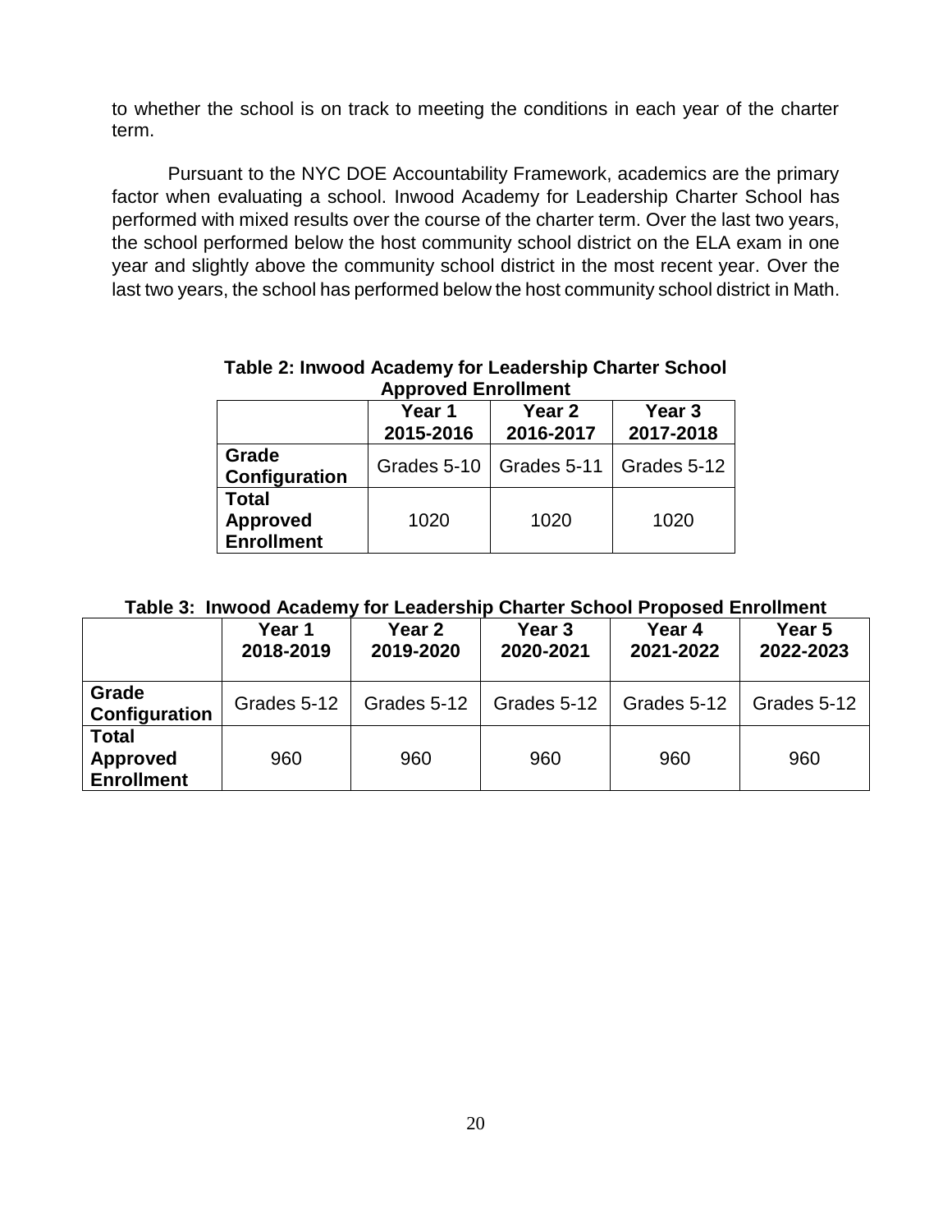to whether the school is on track to meeting the conditions in each year of the charter term.

Pursuant to the NYC DOE Accountability Framework, academics are the primary factor when evaluating a school. Inwood Academy for Leadership Charter School has performed with mixed results over the course of the charter term. Over the last two years, the school performed below the host community school district on the ELA exam in one year and slightly above the community school district in the most recent year. Over the last two years, the school has performed below the host community school district in Math.

**Table 2: Inwood Academy for Leadership Charter School Approved Enrollment**

| | Year 1 2015-2016 | Year 2 2016-2017 | Year 3 2017-2018 |
|---|---|---|---|
| **Grade Configuration** | Grades 5-10 | Grades 5-11 | Grades 5-12 |
| **Total Approved Enrollment** | 1020 | 1020 | 1020 |

**Table 3: Inwood Academy for Leadership Charter School Proposed Enrollment**

| | Year 1 2018-2019 | Year 2 2019-2020 | Year 3 2020-2021 | Year 4 2021-2022 | Year 5 2022-2023 |
|---|---|---|---|---|---|
| **Grade Configuration** | Grades 5-12 | Grades 5-12 | Grades 5-12 | Grades 5-12 | Grades 5-12 |
| **Total Approved Enrollment** | 960 | 960 | 960 | 960 | 960 |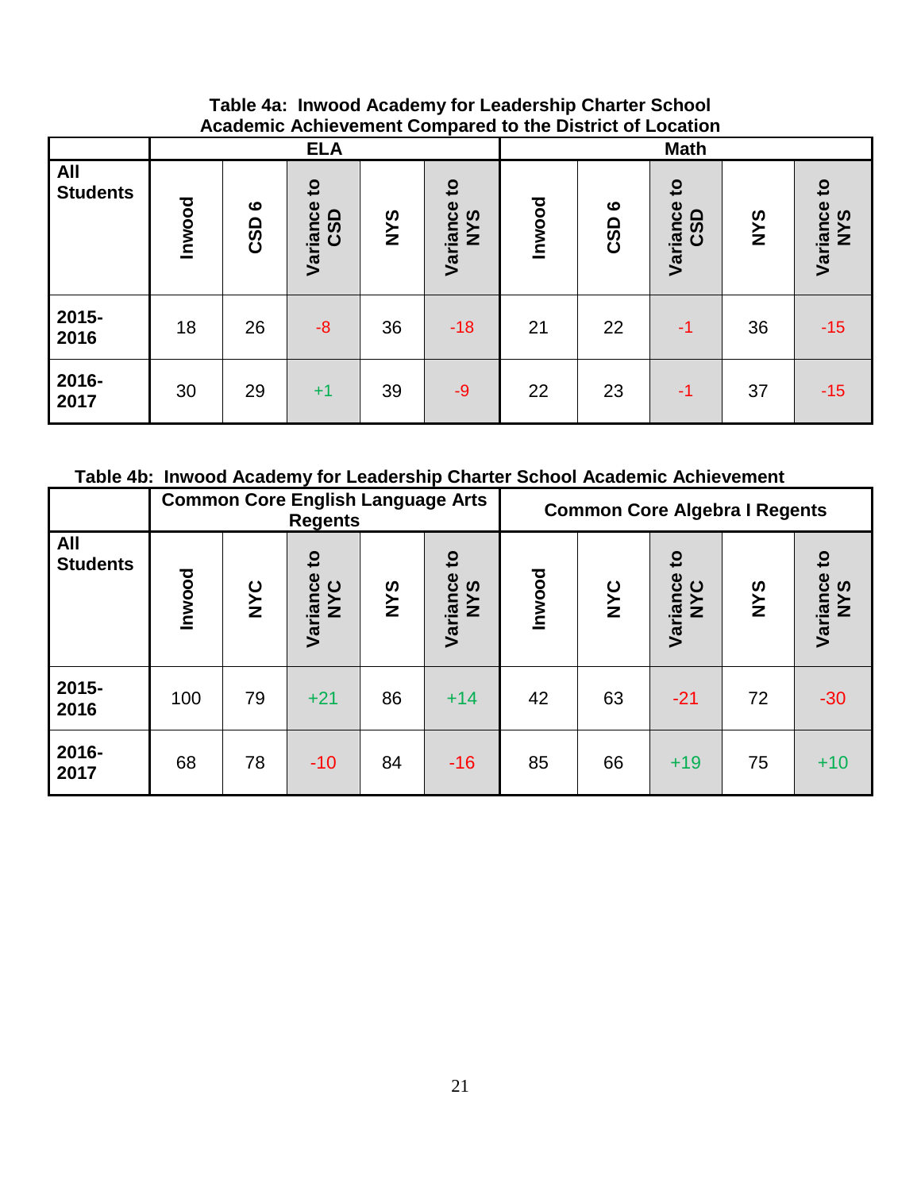**Table 4a: Inwood Academy for Leadership Charter School Academic Achievement Compared to the District of Location**

| All Students | ELA | | | | | Math | | | | |
|---|---|---|---|---|---|---|---|---|---|---|
| | Inwood | CSD 6 | Variance to CSD | NYS | Variance to NYS | Inwood | CSD 6 | Variance to CSD | NYS | Variance to NYS |
| 2015-2016 | 18 | 26 | -8 | 36 | -18 | 21 | 22 | -1 | 36 | -15 |
| 2016-2017 | 30 | 29 | +1 | 39 | -9 | 22 | 23 | -1 | 37 | -15 |

**Table 4b: Inwood Academy for Leadership Charter School Academic Achievement**

| All Students | Common Core English Language Arts Regents | | | | | Common Core Algebra I Regents | | | | |
|---|---|---|---|---|---|---|---|---|---|---|
| | Inwood | NYC | Variance to NYC | NYS | Variance to NYS | Inwood | NYC | Variance to NYC | NYS | Variance to NYS |
| 2015-2016 | 100 | 79 | +21 | 86 | +14 | 42 | 63 | -21 | 72 | -30 |
| 2016-2017 | 68 | 78 | -10 | 84 | -16 | 85 | 66 | +19 | 75 | +10 |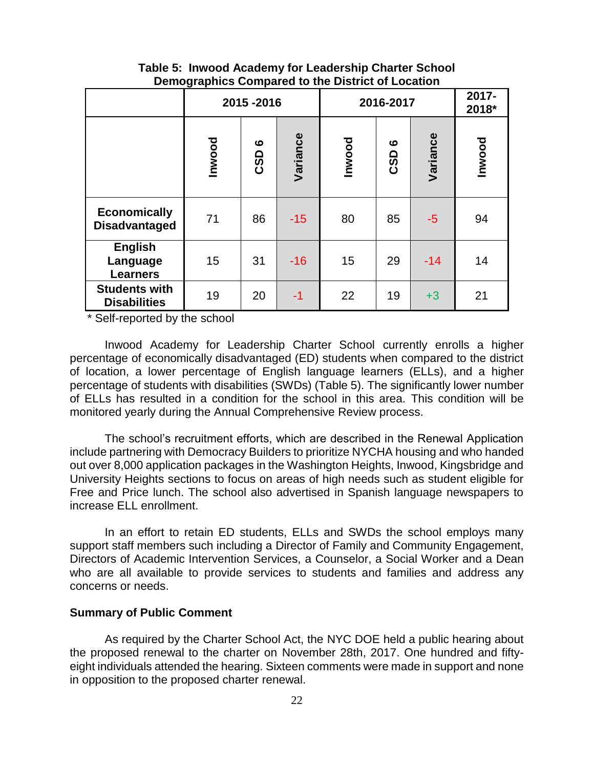**Table 5: Inwood Academy for Leadership Charter School Demographics Compared to the District of Location**

| | 2015 -2016 | | | 2016-2017 | | | 2017-2018* |
|---|---|---|---|---|---|---|---|
| | Inwood | CSD 6 | Variance | Inwood | CSD 6 | Variance | Inwood |
| Economically Disadvantaged | 71 | 86 | -15 | 80 | 85 | -5 | 94 |
| English Language Learners | 15 | 31 | -16 | 15 | 29 | -14 | 14 |
| Students with Disabilities | 19 | 20 | -1 | 22 | 19 | +3 | 21 |

* Self-reported by the school

Inwood Academy for Leadership Charter School currently enrolls a higher percentage of economically disadvantaged (ED) students when compared to the district of location, a lower percentage of English language learners (ELLs), and a higher percentage of students with disabilities (SWDs) (Table 5). The significantly lower number of ELLs has resulted in a condition for the school in this area. This condition will be monitored yearly during the Annual Comprehensive Review process.

The school's recruitment efforts, which are described in the Renewal Application include partnering with Democracy Builders to prioritize NYCHA housing and who handed out over 8,000 application packages in the Washington Heights, Inwood, Kingsbridge and University Heights sections to focus on areas of high needs such as student eligible for Free and Price lunch. The school also advertised in Spanish language newspapers to increase ELL enrollment.

In an effort to retain ED students, ELLs and SWDs the school employs many support staff members such including a Director of Family and Community Engagement, Directors of Academic Intervention Services, a Counselor, a Social Worker and a Dean who are all available to provide services to students and families and address any concerns or needs.

**Summary of Public Comment**

As required by the Charter School Act, the NYC DOE held a public hearing about the proposed renewal to the charter on November 28th, 2017. One hundred and fifty-eight individuals attended the hearing. Sixteen comments were made in support and none in opposition to the proposed charter renewal.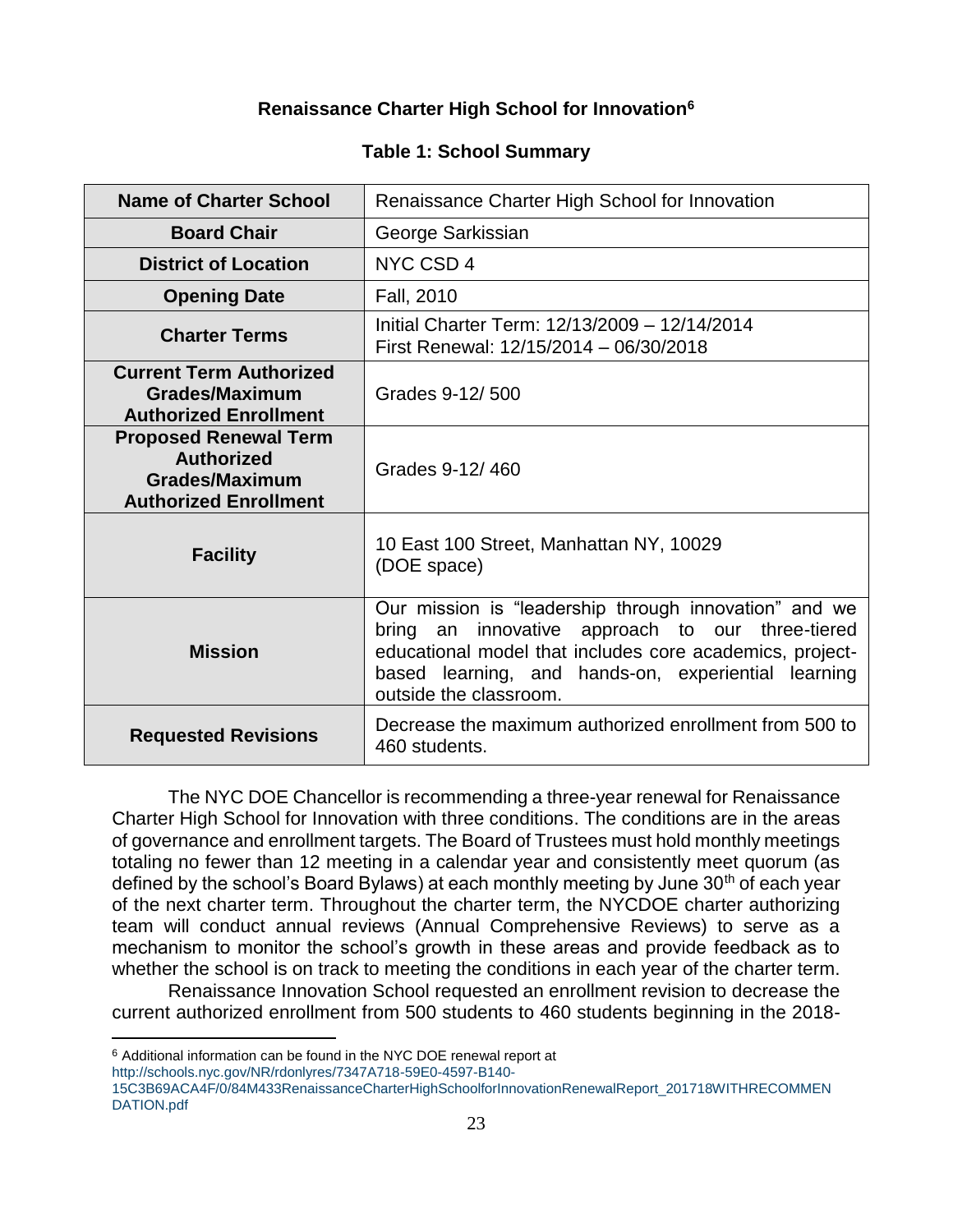## Renaissance Charter High School for Innovation[6]

### Table 1: School Summary

| Name of Charter School | Renaissance Charter High School for Innovation |
|---|---|
| **Board Chair** | George Sarkissian |
| **District of Location** | NYC CSD 4 |
| **Opening Date** | Fall, 2010 |
| **Charter Terms** | Initial Charter Term: 12/13/2009 – 12/14/2014<br>First Renewal: 12/15/2014 – 06/30/2018 |
| **Current Term Authorized Grades/Maximum Authorized Enrollment** | Grades 9-12/ 500 |
| **Proposed Renewal Term Authorized Grades/Maximum Authorized Enrollment** | Grades 9-12/ 460 |
| **Facility** | 10 East 100 Street, Manhattan NY, 10029<br>(DOE space) |
| **Mission** | Our mission is "leadership through innovation" and we bring an innovative approach to our three-tiered educational model that includes core academics, project-based learning, and hands-on, experiential learning outside the classroom. |
| **Requested Revisions** | Decrease the maximum authorized enrollment from 500 to 460 students. |

The NYC DOE Chancellor is recommending a three-year renewal for Renaissance Charter High School for Innovation with three conditions. The conditions are in the areas of governance and enrollment targets. The Board of Trustees must hold monthly meetings totaling no fewer than 12 meeting in a calendar year and consistently meet quorum (as defined by the school's Board Bylaws) at each monthly meeting by June 30th of each year of the next charter term. Throughout the charter term, the NYCDOE charter authorizing team will conduct annual reviews (Annual Comprehensive Reviews) to serve as a mechanism to monitor the school's growth in these areas and provide feedback as to whether the school is on track to meeting the conditions in each year of the charter term.

Renaissance Innovation School requested an enrollment revision to decrease the current authorized enrollment from 500 students to 460 students beginning in the 2018-

[6] Additional information can be found in the NYC DOE renewal report at http://schools.nyc.gov/NR/rdonlyres/7347A718-59E0-4597-B140-15C3B69ACA4F/0/84M433RenaissanceCharterHighSchoolforInnovationRenewalReport_201718WITHRECOMMENDATION.pdf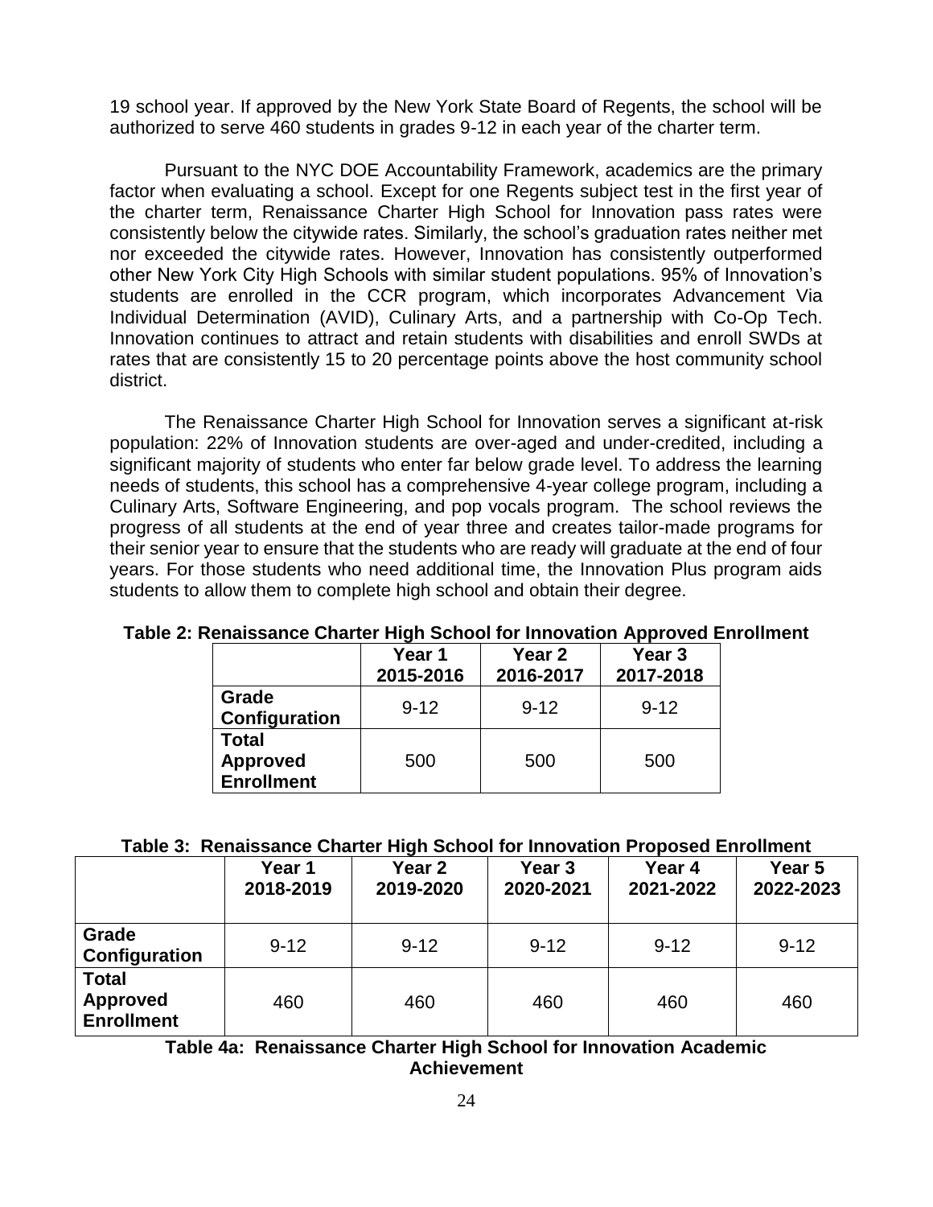19 school year. If approved by the New York State Board of Regents, the school will be authorized to serve 460 students in grades 9-12 in each year of the charter term.

Pursuant to the NYC DOE Accountability Framework, academics are the primary factor when evaluating a school. Except for one Regents subject test in the first year of the charter term, Renaissance Charter High School for Innovation pass rates were consistently below the citywide rates. Similarly, the school's graduation rates neither met nor exceeded the citywide rates. However, Innovation has consistently outperformed other New York City High Schools with similar student populations. 95% of Innovation's students are enrolled in the CCR program, which incorporates Advancement Via Individual Determination (AVID), Culinary Arts, and a partnership with Co-Op Tech. Innovation continues to attract and retain students with disabilities and enroll SWDs at rates that are consistently 15 to 20 percentage points above the host community school district.

The Renaissance Charter High School for Innovation serves a significant at-risk population: 22% of Innovation students are over-aged and under-credited, including a significant majority of students who enter far below grade level. To address the learning needs of students, this school has a comprehensive 4-year college program, including a Culinary Arts, Software Engineering, and pop vocals program. The school reviews the progress of all students at the end of year three and creates tailor-made programs for their senior year to ensure that the students who are ready will graduate at the end of four years. For those students who need additional time, the Innovation Plus program aids students to allow them to complete high school and obtain their degree.

**Table 2: Renaissance Charter High School for Innovation Approved Enrollment**

| | Year 1 2015-2016 | Year 2 2016-2017 | Year 3 2017-2018 |
|---|---|---|---|
| **Grade Configuration** | 9-12 | 9-12 | 9-12 |
| **Total Approved Enrollment** | 500 | 500 | 500 |

**Table 3: Renaissance Charter High School for Innovation Proposed Enrollment**

| | Year 1 2018-2019 | Year 2 2019-2020 | Year 3 2020-2021 | Year 4 2021-2022 | Year 5 2022-2023 |
|---|---|---|---|---|---|
| **Grade Configuration** | 9-12 | 9-12 | 9-12 | 9-12 | 9-12 |
| **Total Approved Enrollment** | 460 | 460 | 460 | 460 | 460 |

**Table 4a: Renaissance Charter High School for Innovation Academic Achievement**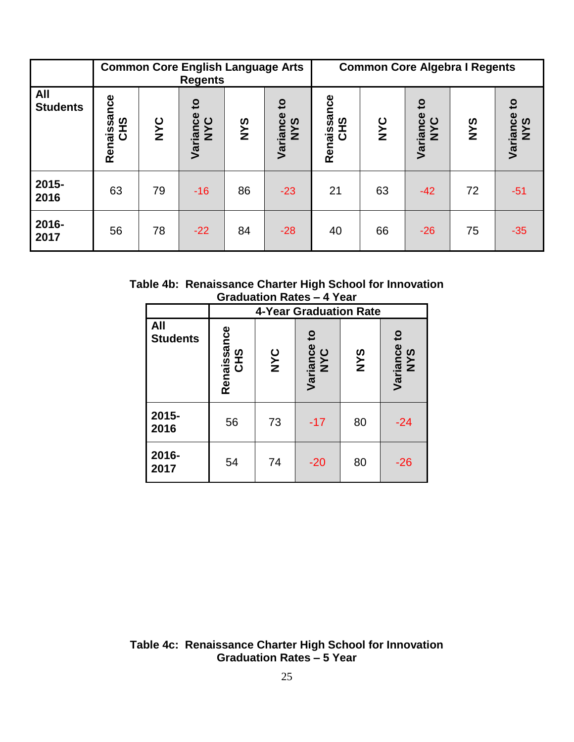| | Common Core English Language Arts Regents | | | | | Common Core Algebra I Regents | | | | |
|---|---|---|---|---|---|---|---|---|---|---|
| **All Students** | **Renaissance CHS** | **NYC** | **Variance to NYC** | **NYS** | **Variance to NYS** | **Renaissance CHS** | **NYC** | **Variance to NYC** | **NYS** | **Variance to NYS** |
| **2015-2016** | 63 | 79 | -16 | 86 | -23 | 21 | 63 | -42 | 72 | -51 |
| **2016-2017** | 56 | 78 | -22 | 84 | -28 | 40 | 66 | -26 | 75 | -35 |

**Table 4b: Renaissance Charter High School for Innovation Graduation Rates – 4 Year**

| | 4-Year Graduation Rate | | | | |
|---|---|---|---|---|---|
| **All Students** | **Renaissance CHS** | **NYC** | **Variance to NYC** | **NYS** | **Variance to NYS** |
| **2015-2016** | 56 | 73 | -17 | 80 | -24 |
| **2016-2017** | 54 | 74 | -20 | 80 | -26 |

**Table 4c: Renaissance Charter High School for Innovation Graduation Rates – 5 Year**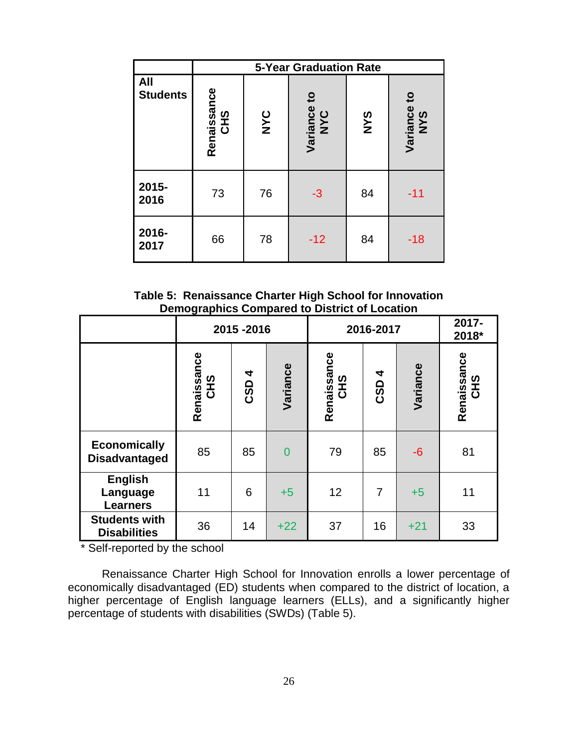| | 5-Year Graduation Rate | | | | |
|---|---|---|---|---|---|
| **All Students** | **Renaissance CHS** | **NYC** | **Variance to NYC** | **NYS** | **Variance to NYS** |
| **2015-2016** | 73 | 76 | -3 | 84 | -11 |
| **2016-2017** | 66 | 78 | -12 | 84 | -18 |

**Table 5: Renaissance Charter High School for Innovation Demographics Compared to District of Location**

| | 2015 -2016 | | | 2016-2017 | | | 2017-2018* |
|---|---|---|---|---|---|---|---|
| | **Renaissance CHS** | **CSD 4** | **Variance** | **Renaissance CHS** | **CSD 4** | **Variance** | **Renaissance CHS** |
| **Economically Disadvantaged** | 85 | 85 | 0 | 79 | 85 | -6 | 81 |
| **English Language Learners** | 11 | 6 | +5 | 12 | 7 | +5 | 11 |
| **Students with Disabilities** | 36 | 14 | +22 | 37 | 16 | +21 | 33 |

* Self-reported by the school

Renaissance Charter High School for Innovation enrolls a lower percentage of economically disadvantaged (ED) students when compared to the district of location, a higher percentage of English language learners (ELLs), and a significantly higher percentage of students with disabilities (SWDs) (Table 5).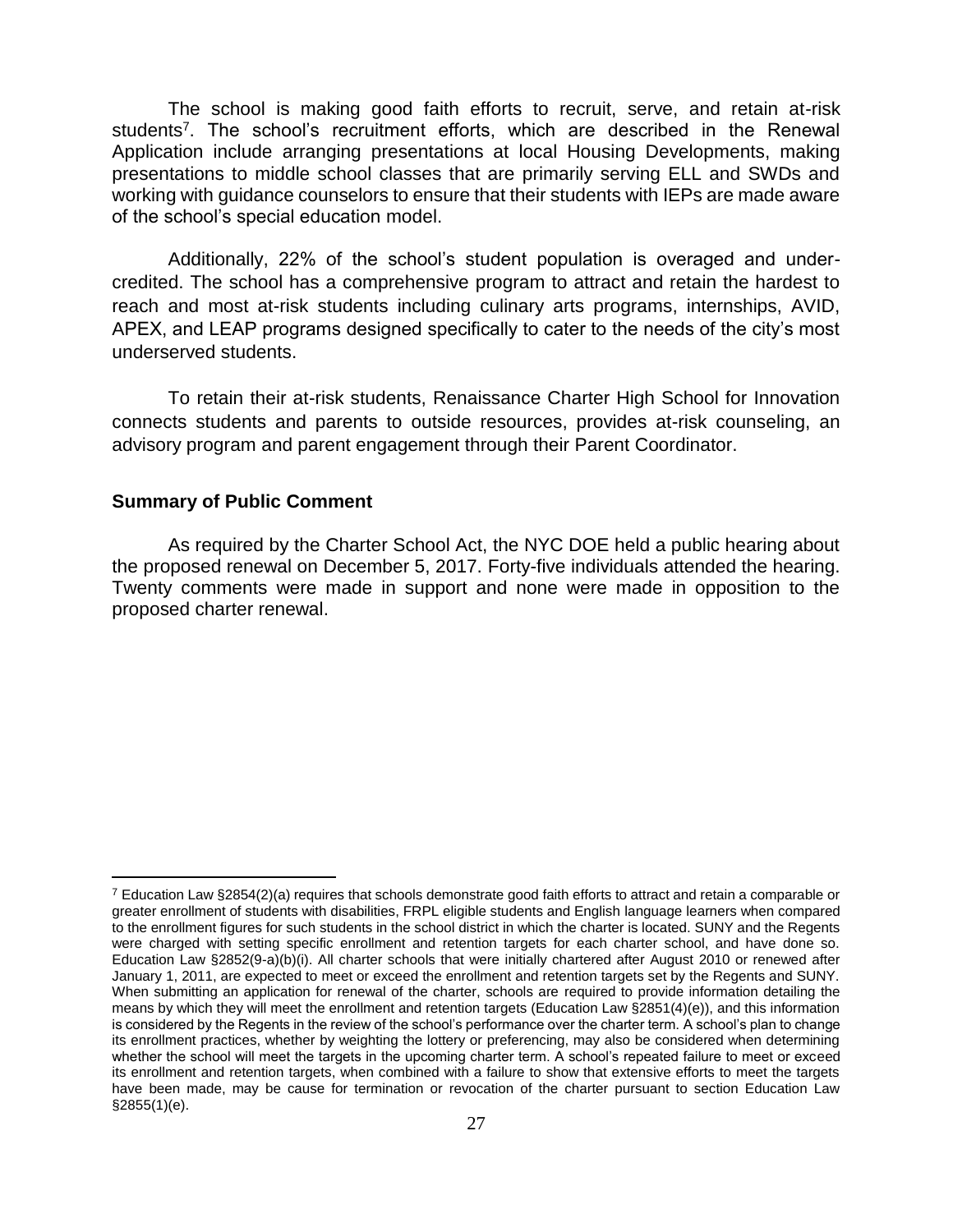The school is making good faith efforts to recruit, serve, and retain at-risk students[7]. The school's recruitment efforts, which are described in the Renewal Application include arranging presentations at local Housing Developments, making presentations to middle school classes that are primarily serving ELL and SWDs and working with guidance counselors to ensure that their students with IEPs are made aware of the school's special education model.

Additionally, 22% of the school's student population is overaged and under-credited. The school has a comprehensive program to attract and retain the hardest to reach and most at-risk students including culinary arts programs, internships, AVID, APEX, and LEAP programs designed specifically to cater to the needs of the city's most underserved students.

To retain their at-risk students, Renaissance Charter High School for Innovation connects students and parents to outside resources, provides at-risk counseling, an advisory program and parent engagement through their Parent Coordinator.

**Summary of Public Comment**

As required by the Charter School Act, the NYC DOE held a public hearing about the proposed renewal on December 5, 2017. Forty-five individuals attended the hearing. Twenty comments were made in support and none were made in opposition to the proposed charter renewal.

---

[7] Education Law §2854(2)(a) requires that schools demonstrate good faith efforts to attract and retain a comparable or greater enrollment of students with disabilities, FRPL eligible students and English language learners when compared to the enrollment figures for such students in the school district in which the charter is located. SUNY and the Regents were charged with setting specific enrollment and retention targets for each charter school, and have done so. Education Law §2852(9-a)(b)(i). All charter schools that were initially chartered after August 2010 or renewed after January 1, 2011, are expected to meet or exceed the enrollment and retention targets set by the Regents and SUNY. When submitting an application for renewal of the charter, schools are required to provide information detailing the means by which they will meet the enrollment and retention targets (Education Law §2851(4)(e)), and this information is considered by the Regents in the review of the school's performance over the charter term. A school's plan to change its enrollment practices, whether by weighting the lottery or preferencing, may also be considered when determining whether the school will meet the targets in the upcoming charter term. A school's repeated failure to meet or exceed its enrollment and retention targets, when combined with a failure to show that extensive efforts to meet the targets have been made, may be cause for termination or revocation of the charter pursuant to section Education Law §2855(1)(e).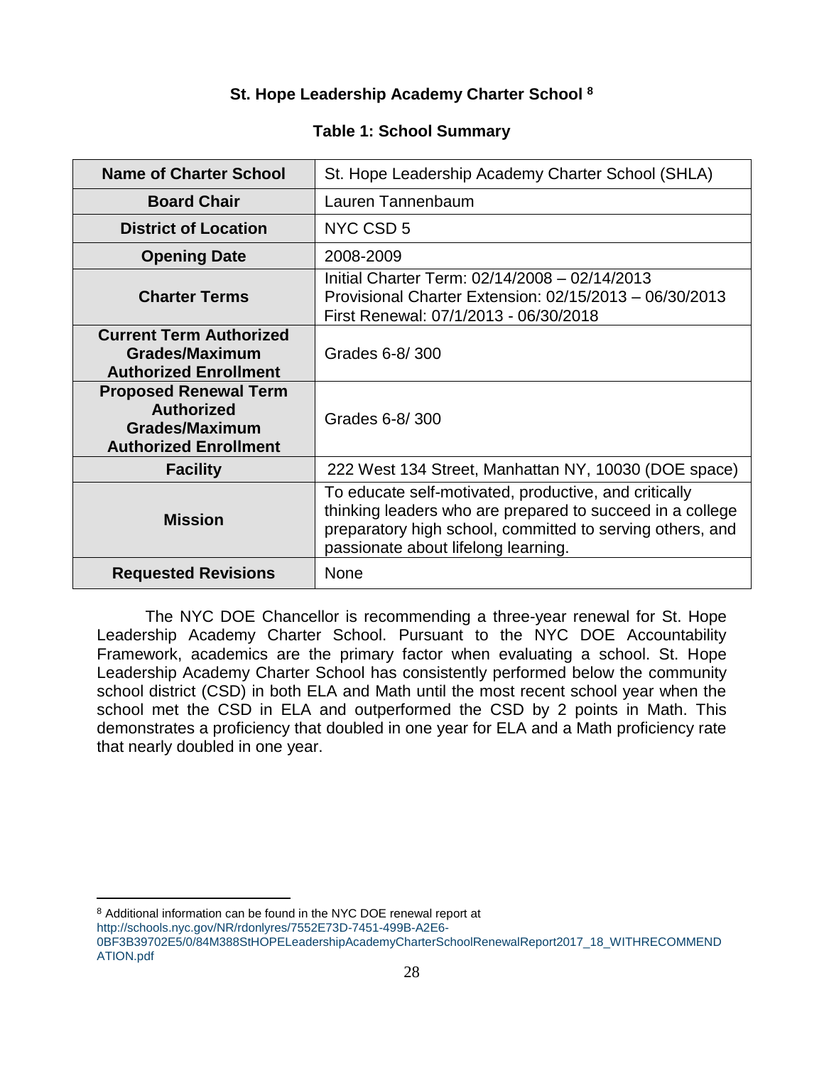### St. Hope Leadership Academy Charter School [8]

**Table 1: School Summary**

| **Name of Charter School** | St. Hope Leadership Academy Charter School (SHLA) |
|---|---|
| **Board Chair** | Lauren Tannenbaum |
| **District of Location** | NYC CSD 5 |
| **Opening Date** | 2008-2009 |
| **Charter Terms** | Initial Charter Term: 02/14/2008 – 02/14/2013<br>Provisional Charter Extension: 02/15/2013 – 06/30/2013<br>First Renewal: 07/1/2013 - 06/30/2018 |
| **Current Term Authorized Grades/Maximum Authorized Enrollment** | Grades 6-8/ 300 |
| **Proposed Renewal Term Authorized Grades/Maximum Authorized Enrollment** | Grades 6-8/ 300 |
| **Facility** | 222 West 134 Street, Manhattan NY, 10030 (DOE space) |
| **Mission** | To educate self-motivated, productive, and critically thinking leaders who are prepared to succeed in a college preparatory high school, committed to serving others, and passionate about lifelong learning. |
| **Requested Revisions** | None |

The NYC DOE Chancellor is recommending a three-year renewal for St. Hope Leadership Academy Charter School. Pursuant to the NYC DOE Accountability Framework, academics are the primary factor when evaluating a school. St. Hope Leadership Academy Charter School has consistently performed below the community school district (CSD) in both ELA and Math until the most recent school year when the school met the CSD in ELA and outperformed the CSD by 2 points in Math. This demonstrates a proficiency that doubled in one year for ELA and a Math proficiency rate that nearly doubled in one year.

[8] Additional information can be found in the NYC DOE renewal report at http://schools.nyc.gov/NR/rdonlyres/7552E73D-7451-499B-A2E6-0BF3B39702E5/0/84M388StHOPELeadershipAcademyCharterSchoolRenewalReport2017_18_WITHRECOMMENDATION.pdf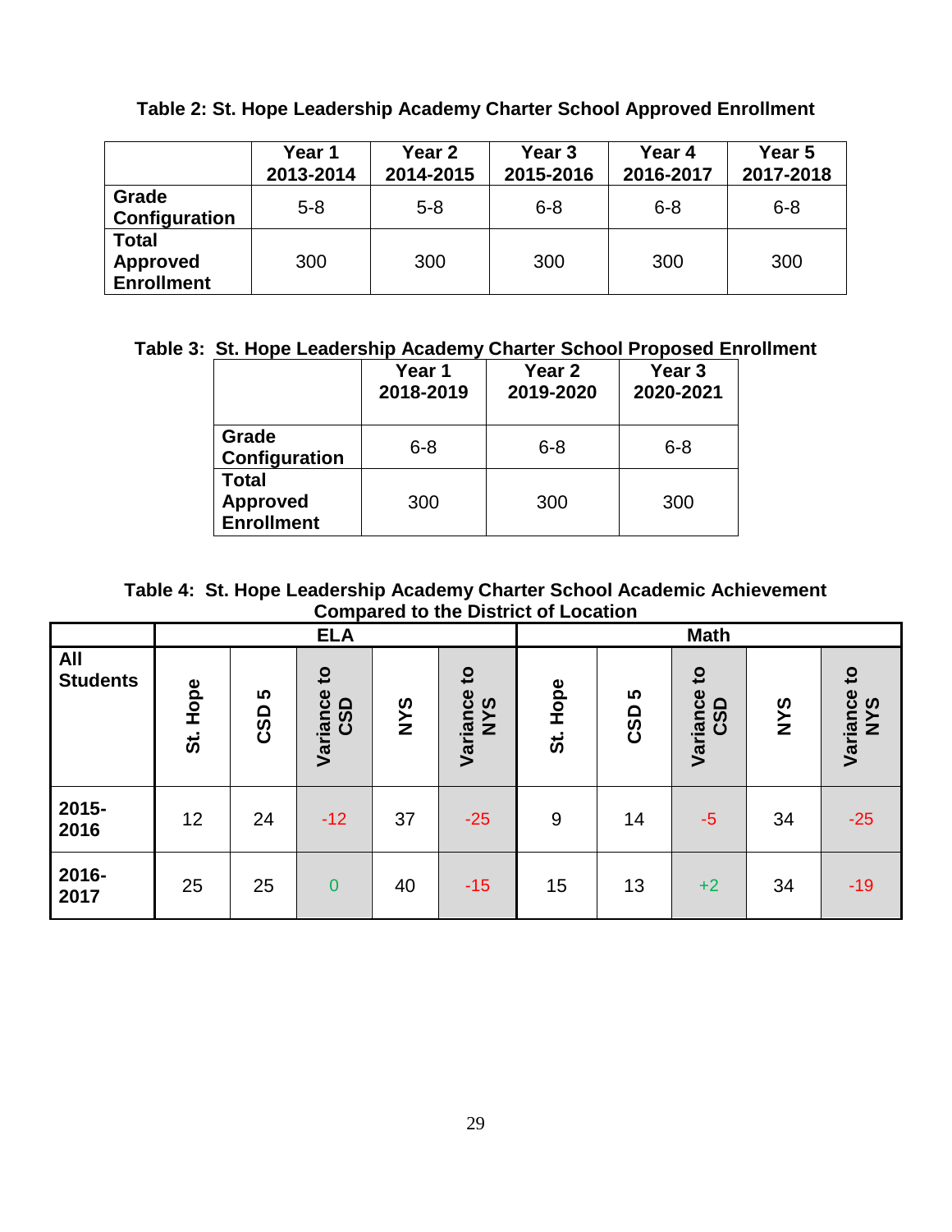**Table 2: St. Hope Leadership Academy Charter School Approved Enrollment**

| | Year 1 2013-2014 | Year 2 2014-2015 | Year 3 2015-2016 | Year 4 2016-2017 | Year 5 2017-2018 |
|---|---|---|---|---|---|
| **Grade Configuration** | 5-8 | 5-8 | 6-8 | 6-8 | 6-8 |
| **Total Approved Enrollment** | 300 | 300 | 300 | 300 | 300 |

**Table 3: St. Hope Leadership Academy Charter School Proposed Enrollment**

| | Year 1 2018-2019 | Year 2 2019-2020 | Year 3 2020-2021 |
|---|---|---|---|
| **Grade Configuration** | 6-8 | 6-8 | 6-8 |
| **Total Approved Enrollment** | 300 | 300 | 300 |

**Table 4: St. Hope Leadership Academy Charter School Academic Achievement Compared to the District of Location**

| | ELA | | | | | Math | | | | |
|---|---|---|---|---|---|---|---|---|---|---|
| **All Students** | **St. Hope** | **CSD 5** | **Variance to CSD** | **NYS** | **Variance to NYS** | **St. Hope** | **CSD 5** | **Variance to CSD** | **NYS** | **Variance to NYS** |
| **2015-2016** | 12 | 24 | -12 | 37 | -25 | 9 | 14 | -5 | 34 | -25 |
| **2016-2017** | 25 | 25 | 0 | 40 | -15 | 15 | 13 | +2 | 34 | -19 |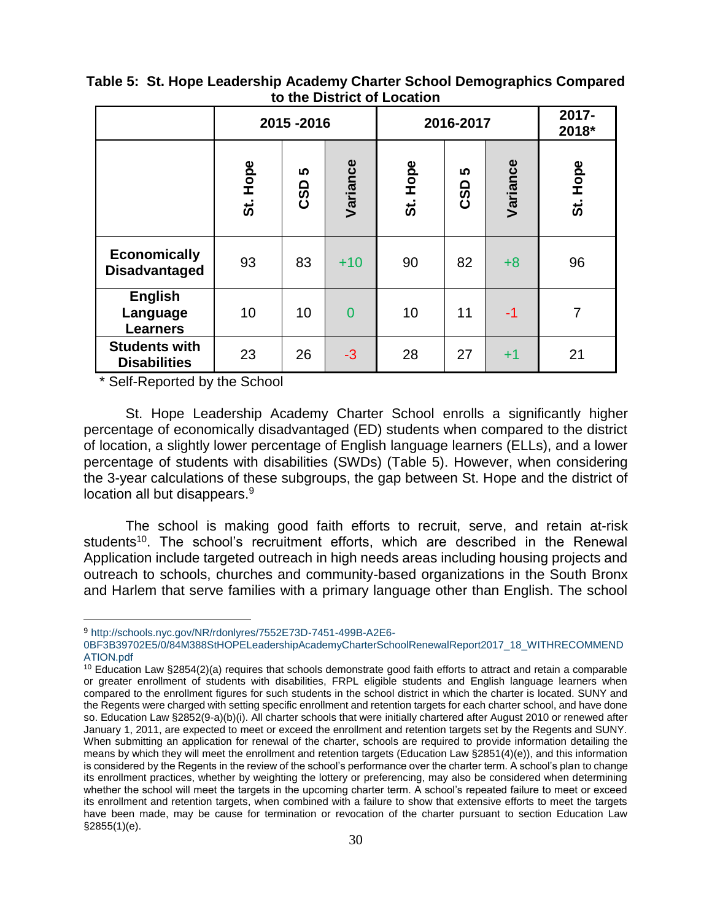**Table 5: St. Hope Leadership Academy Charter School Demographics Compared to the District of Location**

| | 2015 -2016 | | | 2016-2017 | | | 2017-2018* |
|---|---|---|---|---|---|---|---|
| | St. Hope | CSD 5 | Variance | St. Hope | CSD 5 | Variance | St. Hope |
| **Economically Disadvantaged** | 93 | 83 | +10 | 90 | 82 | +8 | 96 |
| **English Language Learners** | 10 | 10 | 0 | 10 | 11 | -1 | 7 |
| **Students with Disabilities** | 23 | 26 | -3 | 28 | 27 | +1 | 21 |

\* Self-Reported by the School

St. Hope Leadership Academy Charter School enrolls a significantly higher percentage of economically disadvantaged (ED) students when compared to the district of location, a slightly lower percentage of English language learners (ELLs), and a lower percentage of students with disabilities (SWDs) (Table 5). However, when considering the 3-year calculations of these subgroups, the gap between St. Hope and the district of location all but disappears.[9]

The school is making good faith efforts to recruit, serve, and retain at-risk students[10]. The school's recruitment efforts, which are described in the Renewal Application include targeted outreach in high needs areas including housing projects and outreach to schools, churches and community-based organizations in the South Bronx and Harlem that serve families with a primary language other than English. The school

---

[9] http://schools.nyc.gov/NR/rdonlyres/7552E73D-7451-499B-A2E6-0BF3B39702E5/0/84M388StHOPELeadershipAcademyCharterSchoolRenewalReport2017_18_WITHRECOMMENDATION.pdf

[10] Education Law §2854(2)(a) requires that schools demonstrate good faith efforts to attract and retain a comparable or greater enrollment of students with disabilities, FRPL eligible students and English language learners when compared to the enrollment figures for such students in the school district in which the charter is located. SUNY and the Regents were charged with setting specific enrollment and retention targets for each charter school, and have done so. Education Law §2852(9-a)(b)(i). All charter schools that were initially chartered after August 2010 or renewed after January 1, 2011, are expected to meet or exceed the enrollment and retention targets set by the Regents and SUNY. When submitting an application for renewal of the charter, schools are required to provide information detailing the means by which they will meet the enrollment and retention targets (Education Law §2851(4)(e)), and this information is considered by the Regents in the review of the school's performance over the charter term. A school's plan to change its enrollment practices, whether by weighting the lottery or preferencing, may also be considered when determining whether the school will meet the targets in the upcoming charter term. A school's repeated failure to meet or exceed its enrollment and retention targets, when combined with a failure to show that extensive efforts to meet the targets have been made, may be cause for termination or revocation of the charter pursuant to section Education Law §2855(1)(e).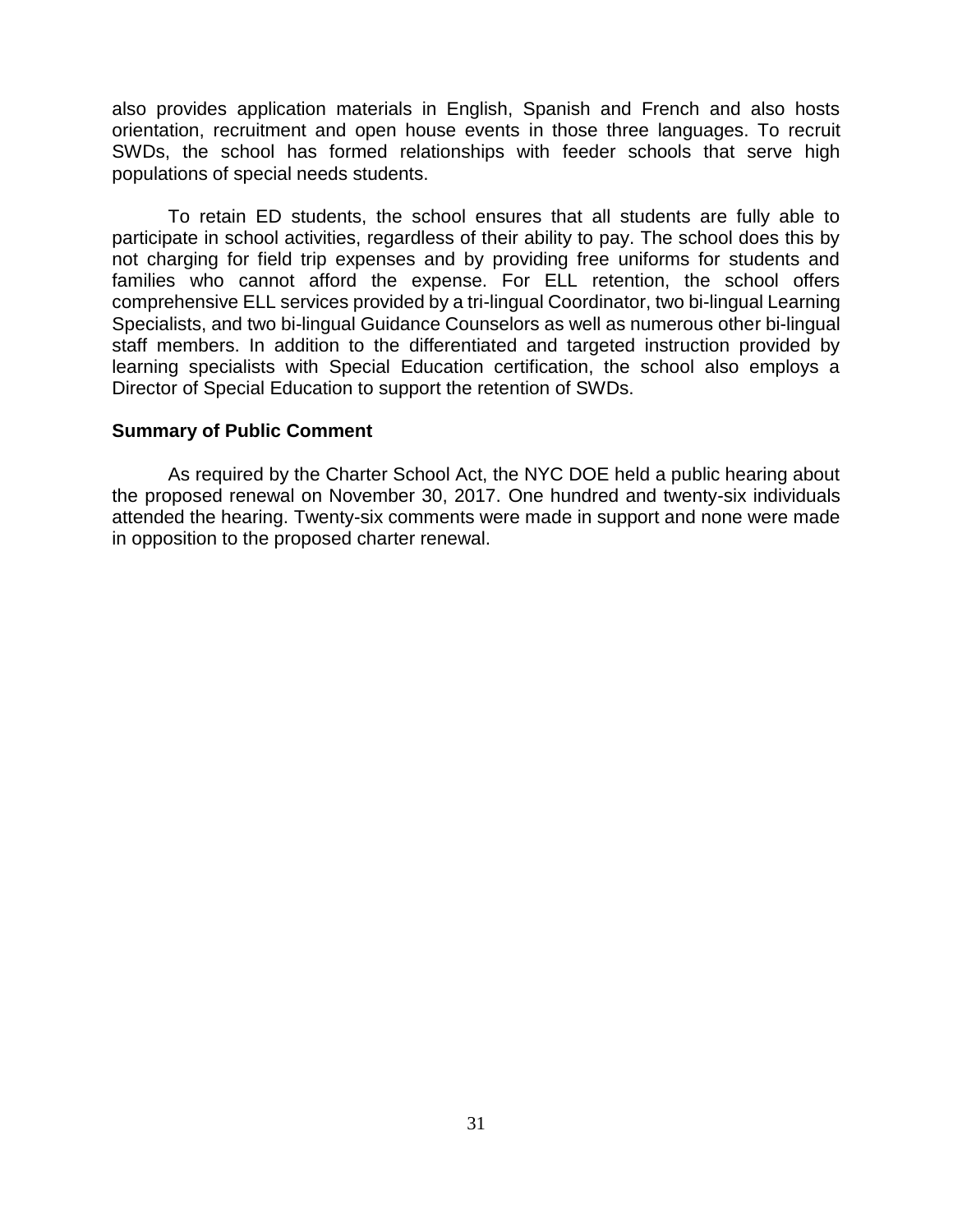also provides application materials in English, Spanish and French and also hosts orientation, recruitment and open house events in those three languages. To recruit SWDs, the school has formed relationships with feeder schools that serve high populations of special needs students.

To retain ED students, the school ensures that all students are fully able to participate in school activities, regardless of their ability to pay. The school does this by not charging for field trip expenses and by providing free uniforms for students and families who cannot afford the expense. For ELL retention, the school offers comprehensive ELL services provided by a tri-lingual Coordinator, two bi-lingual Learning Specialists, and two bi-lingual Guidance Counselors as well as numerous other bi-lingual staff members. In addition to the differentiated and targeted instruction provided by learning specialists with Special Education certification, the school also employs a Director of Special Education to support the retention of SWDs.

**Summary of Public Comment**

As required by the Charter School Act, the NYC DOE held a public hearing about the proposed renewal on November 30, 2017. One hundred and twenty-six individuals attended the hearing. Twenty-six comments were made in support and none were made in opposition to the proposed charter renewal.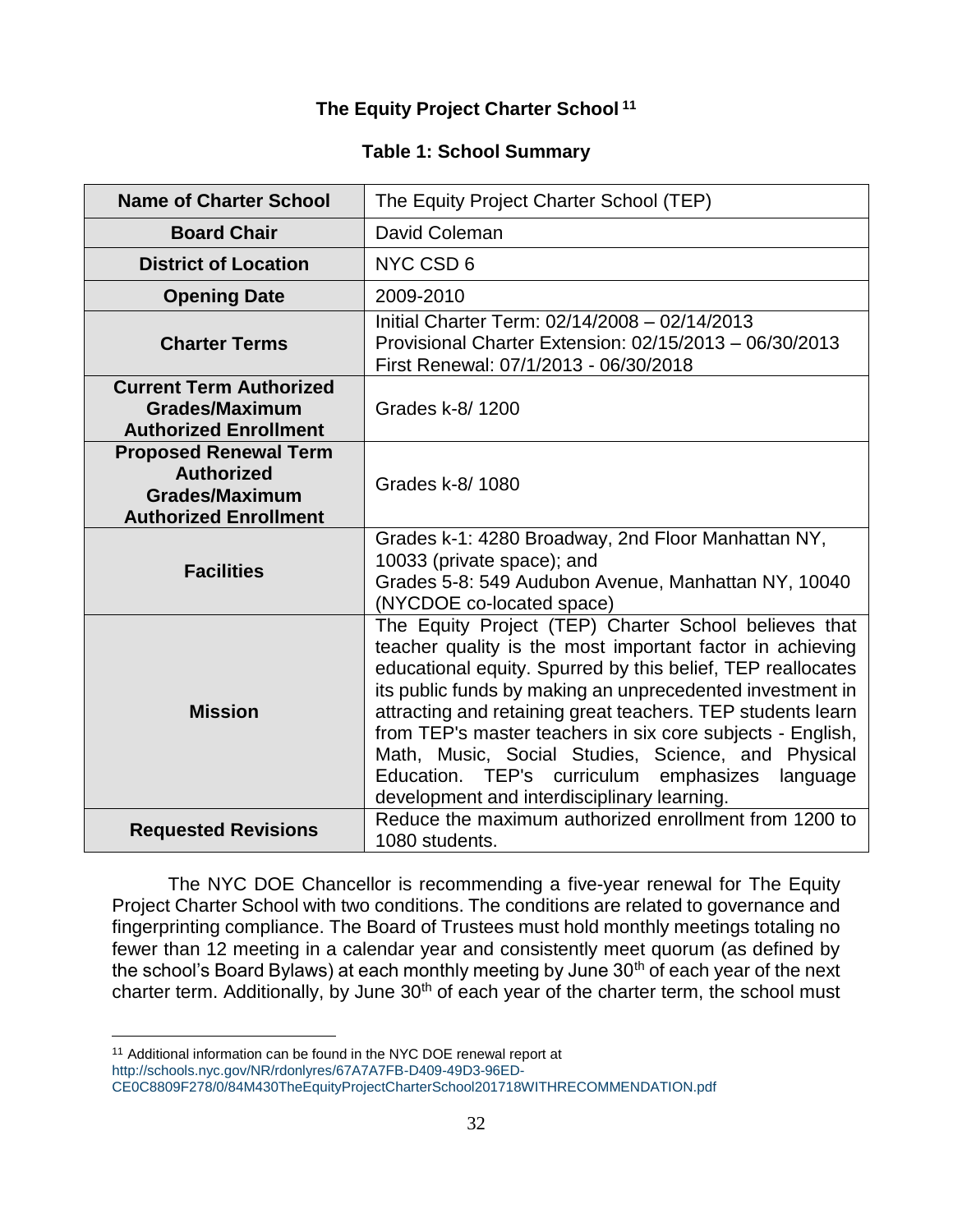# The Equity Project Charter School [11]

## Table 1: School Summary

| Name of Charter School | The Equity Project Charter School (TEP) |
|---|---|
| **Board Chair** | David Coleman |
| **District of Location** | NYC CSD 6 |
| **Opening Date** | 2009-2010 |
| **Charter Terms** | Initial Charter Term: 02/14/2008 – 02/14/2013<br>Provisional Charter Extension: 02/15/2013 – 06/30/2013<br>First Renewal: 07/1/2013 - 06/30/2018 |
| **Current Term Authorized Grades/Maximum Authorized Enrollment** | Grades k-8/ 1200 |
| **Proposed Renewal Term Authorized Grades/Maximum Authorized Enrollment** | Grades k-8/ 1080 |
| **Facilities** | Grades k-1: 4280 Broadway, 2nd Floor Manhattan NY, 10033 (private space); and<br>Grades 5-8: 549 Audubon Avenue, Manhattan NY, 10040 (NYCDOE co-located space) |
| **Mission** | The Equity Project (TEP) Charter School believes that teacher quality is the most important factor in achieving educational equity. Spurred by this belief, TEP reallocates its public funds by making an unprecedented investment in attracting and retaining great teachers. TEP students learn from TEP's master teachers in six core subjects - English, Math, Music, Social Studies, Science, and Physical Education. TEP's curriculum emphasizes language development and interdisciplinary learning. |
| **Requested Revisions** | Reduce the maximum authorized enrollment from 1200 to 1080 students. |

The NYC DOE Chancellor is recommending a five-year renewal for The Equity Project Charter School with two conditions. The conditions are related to governance and fingerprinting compliance. The Board of Trustees must hold monthly meetings totaling no fewer than 12 meeting in a calendar year and consistently meet quorum (as defined by the school's Board Bylaws) at each monthly meeting by June 30th of each year of the next charter term. Additionally, by June 30th of each year of the charter term, the school must

[11] Additional information can be found in the NYC DOE renewal report at http://schools.nyc.gov/NR/rdonlyres/67A7A7FB-D409-49D3-96ED-CE0C8809F278/0/84M430TheEquityProjectCharterSchool201718WITHRECOMMENDATION.pdf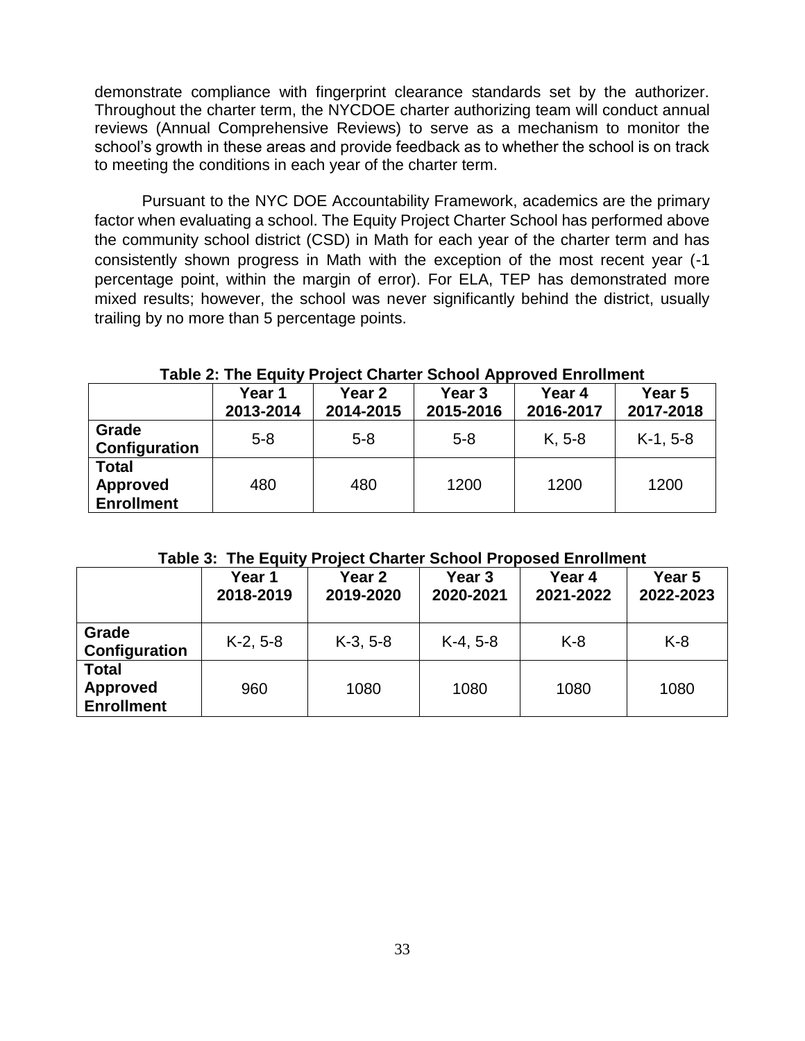demonstrate compliance with fingerprint clearance standards set by the authorizer. Throughout the charter term, the NYCDOE charter authorizing team will conduct annual reviews (Annual Comprehensive Reviews) to serve as a mechanism to monitor the school's growth in these areas and provide feedback as to whether the school is on track to meeting the conditions in each year of the charter term.

Pursuant to the NYC DOE Accountability Framework, academics are the primary factor when evaluating a school. The Equity Project Charter School has performed above the community school district (CSD) in Math for each year of the charter term and has consistently shown progress in Math with the exception of the most recent year (-1 percentage point, within the margin of error). For ELA, TEP has demonstrated more mixed results; however, the school was never significantly behind the district, usually trailing by no more than 5 percentage points.

**Table 2: The Equity Project Charter School Approved Enrollment**

| | Year 1 2013-2014 | Year 2 2014-2015 | Year 3 2015-2016 | Year 4 2016-2017 | Year 5 2017-2018 |
|---|---|---|---|---|---|
| **Grade Configuration** | 5-8 | 5-8 | 5-8 | K, 5-8 | K-1, 5-8 |
| **Total Approved Enrollment** | 480 | 480 | 1200 | 1200 | 1200 |

**Table 3: The Equity Project Charter School Proposed Enrollment**

| | Year 1 2018-2019 | Year 2 2019-2020 | Year 3 2020-2021 | Year 4 2021-2022 | Year 5 2022-2023 |
|---|---|---|---|---|---|
| **Grade Configuration** | K-2, 5-8 | K-3, 5-8 | K-4, 5-8 | K-8 | K-8 |
| **Total Approved Enrollment** | 960 | 1080 | 1080 | 1080 | 1080 |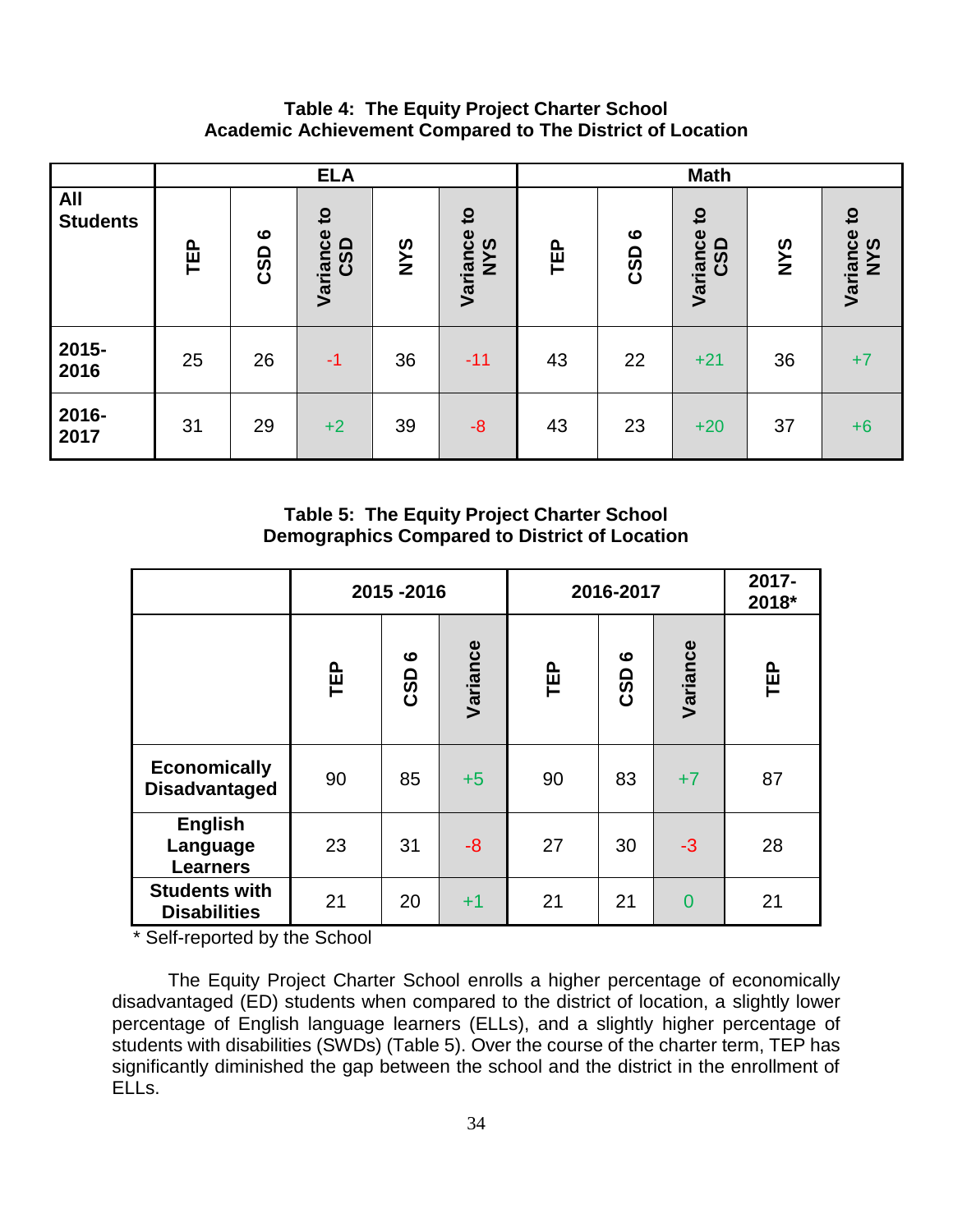**Table 4: The Equity Project Charter School**
**Academic Achievement Compared to The District of Location**

| All Students | ELA | | | | | Math | | | | |
|---|---|---|---|---|---|---|---|---|---|---|
| | TEP | CSD 6 | Variance to CSD | NYS | Variance to NYS | TEP | CSD 6 | Variance to CSD | NYS | Variance to NYS |
| 2015-2016 | 25 | 26 | -1 | 36 | -11 | 43 | 22 | +21 | 36 | +7 |
| 2016-2017 | 31 | 29 | +2 | 39 | -8 | 43 | 23 | +20 | 37 | +6 |

**Table 5: The Equity Project Charter School**
**Demographics Compared to District of Location**

| | 2015 -2016 | | | 2016-2017 | | | 2017-2018* |
|---|---|---|---|---|---|---|---|
| | TEP | CSD 6 | Variance | TEP | CSD 6 | Variance | TEP |
| Economically Disadvantaged | 90 | 85 | +5 | 90 | 83 | +7 | 87 |
| English Language Learners | 23 | 31 | -8 | 27 | 30 | -3 | 28 |
| Students with Disabilities | 21 | 20 | +1 | 21 | 21 | 0 | 21 |

* Self-reported by the School

The Equity Project Charter School enrolls a higher percentage of economically disadvantaged (ED) students when compared to the district of location, a slightly lower percentage of English language learners (ELLs), and a slightly higher percentage of students with disabilities (SWDs) (Table 5). Over the course of the charter term, TEP has significantly diminished the gap between the school and the district in the enrollment of ELLs.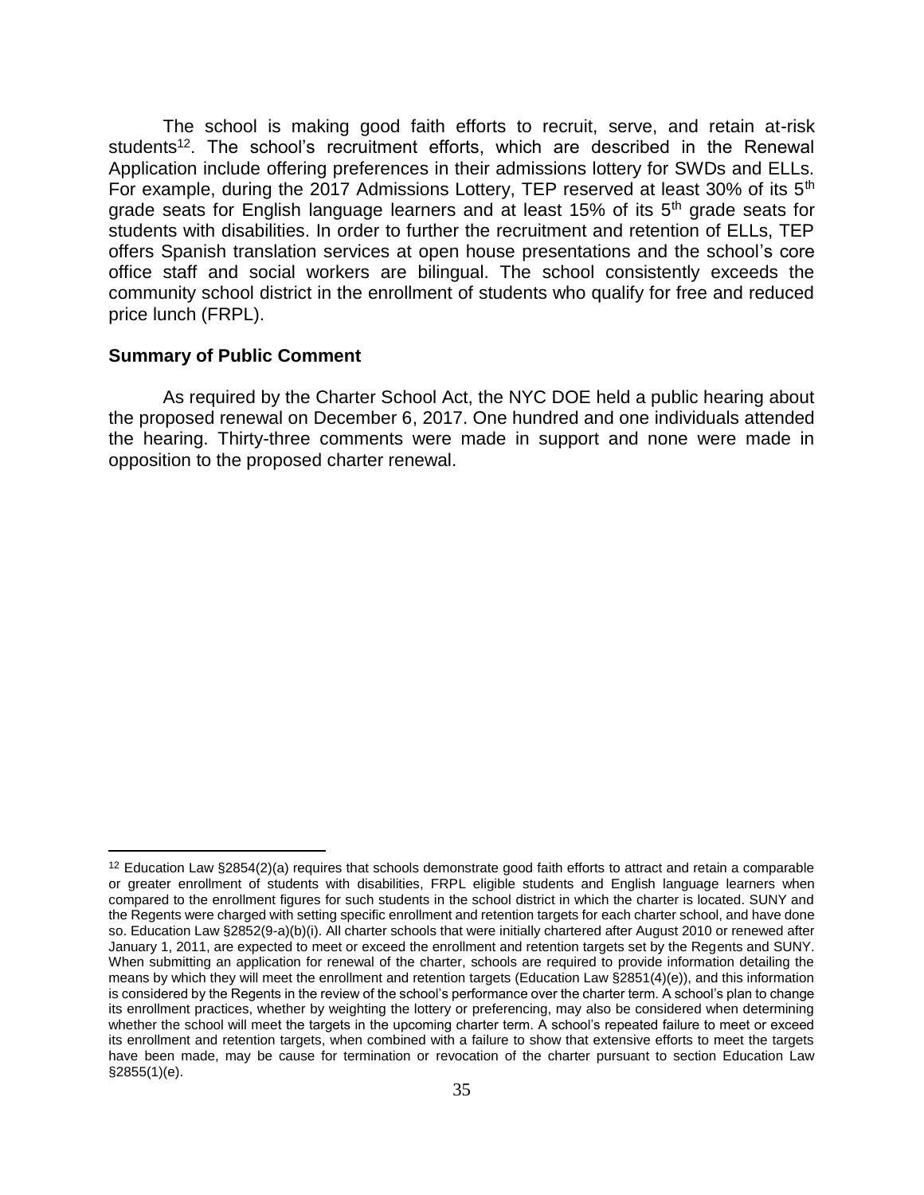The school is making good faith efforts to recruit, serve, and retain at-risk students[12]. The school's recruitment efforts, which are described in the Renewal Application include offering preferences in their admissions lottery for SWDs and ELLs. For example, during the 2017 Admissions Lottery, TEP reserved at least 30% of its 5th grade seats for English language learners and at least 15% of its 5th grade seats for students with disabilities. In order to further the recruitment and retention of ELLs, TEP offers Spanish translation services at open house presentations and the school's core office staff and social workers are bilingual. The school consistently exceeds the community school district in the enrollment of students who qualify for free and reduced price lunch (FRPL).

**Summary of Public Comment**

As required by the Charter School Act, the NYC DOE held a public hearing about the proposed renewal on December 6, 2017. One hundred and one individuals attended the hearing. Thirty-three comments were made in support and none were made in opposition to the proposed charter renewal.

---

[12] Education Law §2854(2)(a) requires that schools demonstrate good faith efforts to attract and retain a comparable or greater enrollment of students with disabilities, FRPL eligible students and English language learners when compared to the enrollment figures for such students in the school district in which the charter is located. SUNY and the Regents were charged with setting specific enrollment and retention targets for each charter school, and have done so. Education Law §2852(9-a)(b)(i). All charter schools that were initially chartered after August 2010 or renewed after January 1, 2011, are expected to meet or exceed the enrollment and retention targets set by the Regents and SUNY. When submitting an application for renewal of the charter, schools are required to provide information detailing the means by which they will meet the enrollment and retention targets (Education Law §2851(4)(e)), and this information is considered by the Regents in the review of the school's performance over the charter term. A school's plan to change its enrollment practices, whether by weighting the lottery or preferencing, may also be considered when determining whether the school will meet the targets in the upcoming charter term. A school's repeated failure to meet or exceed its enrollment and retention targets, when combined with a failure to show that extensive efforts to meet the targets have been made, may be cause for termination or revocation of the charter pursuant to section Education Law §2855(1)(e).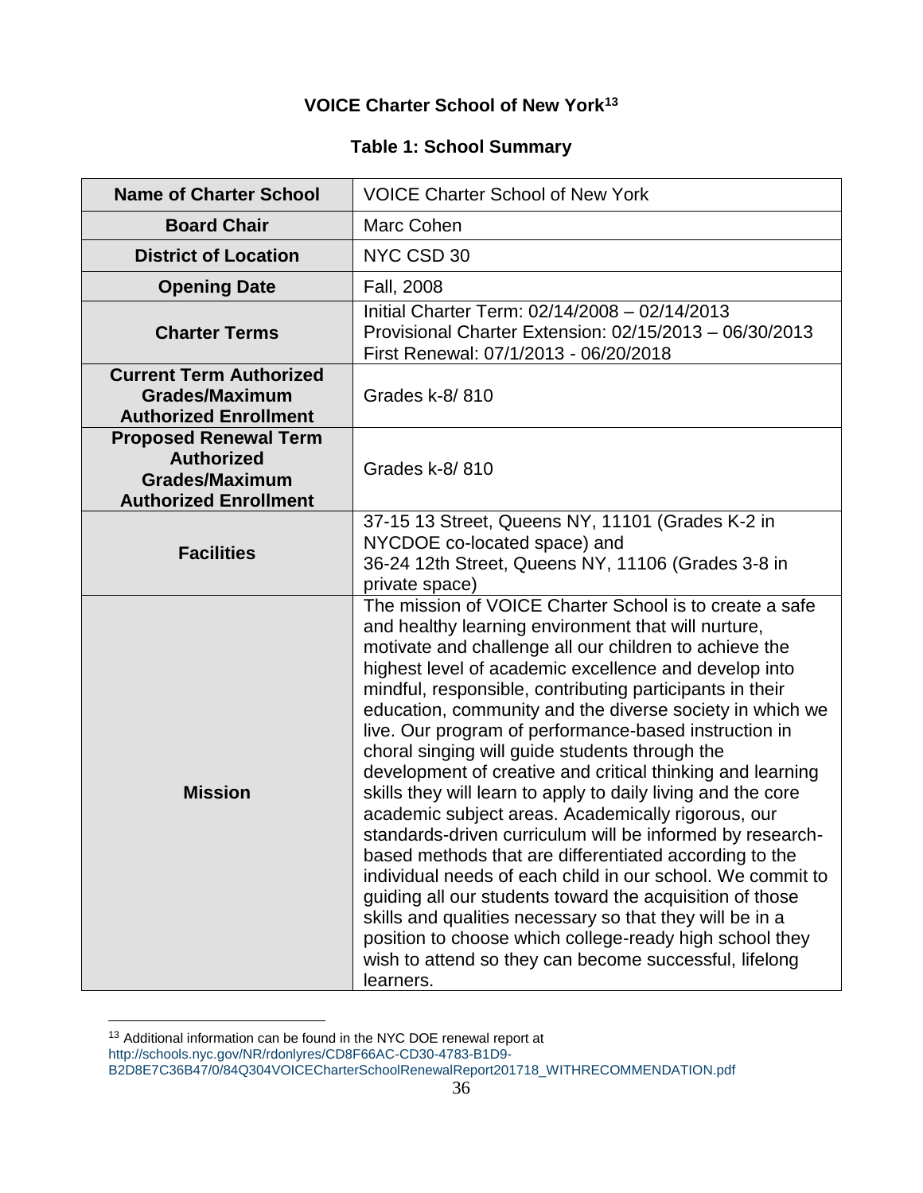### VOICE Charter School of New York[13]

### Table 1: School Summary

| Name of Charter School | VOICE Charter School of New York |
|---|---|
| **Board Chair** | Marc Cohen |
| **District of Location** | NYC CSD 30 |
| **Opening Date** | Fall, 2008 |
| **Charter Terms** | Initial Charter Term: 02/14/2008 – 02/14/2013<br>Provisional Charter Extension: 02/15/2013 – 06/30/2013<br>First Renewal: 07/1/2013 - 06/20/2018 |
| **Current Term Authorized Grades/Maximum Authorized Enrollment** | Grades k-8/ 810 |
| **Proposed Renewal Term Authorized Grades/Maximum Authorized Enrollment** | Grades k-8/ 810 |
| **Facilities** | 37-15 13 Street, Queens NY, 11101 (Grades K-2 in NYCDOE co-located space) and<br>36-24 12th Street, Queens NY, 11106 (Grades 3-8 in private space) |
| **Mission** | The mission of VOICE Charter School is to create a safe and healthy learning environment that will nurture, motivate and challenge all our children to achieve the highest level of academic excellence and develop into mindful, responsible, contributing participants in their education, community and the diverse society in which we live. Our program of performance-based instruction in choral singing will guide students through the development of creative and critical thinking and learning skills they will learn to apply to daily living and the core academic subject areas. Academically rigorous, our standards-driven curriculum will be informed by research-based methods that are differentiated according to the individual needs of each child in our school. We commit to guiding all our students toward the acquisition of those skills and qualities necessary so that they will be in a position to choose which college-ready high school they wish to attend so they can become successful, lifelong learners. |

[13] Additional information can be found in the NYC DOE renewal report at http://schools.nyc.gov/NR/rdonlyres/CD8F66AC-CD30-4783-B1D9-B2D8E7C36B47/0/84Q304VOICECharterSchoolRenewalReport201718_WITHRECOMMENDATION.pdf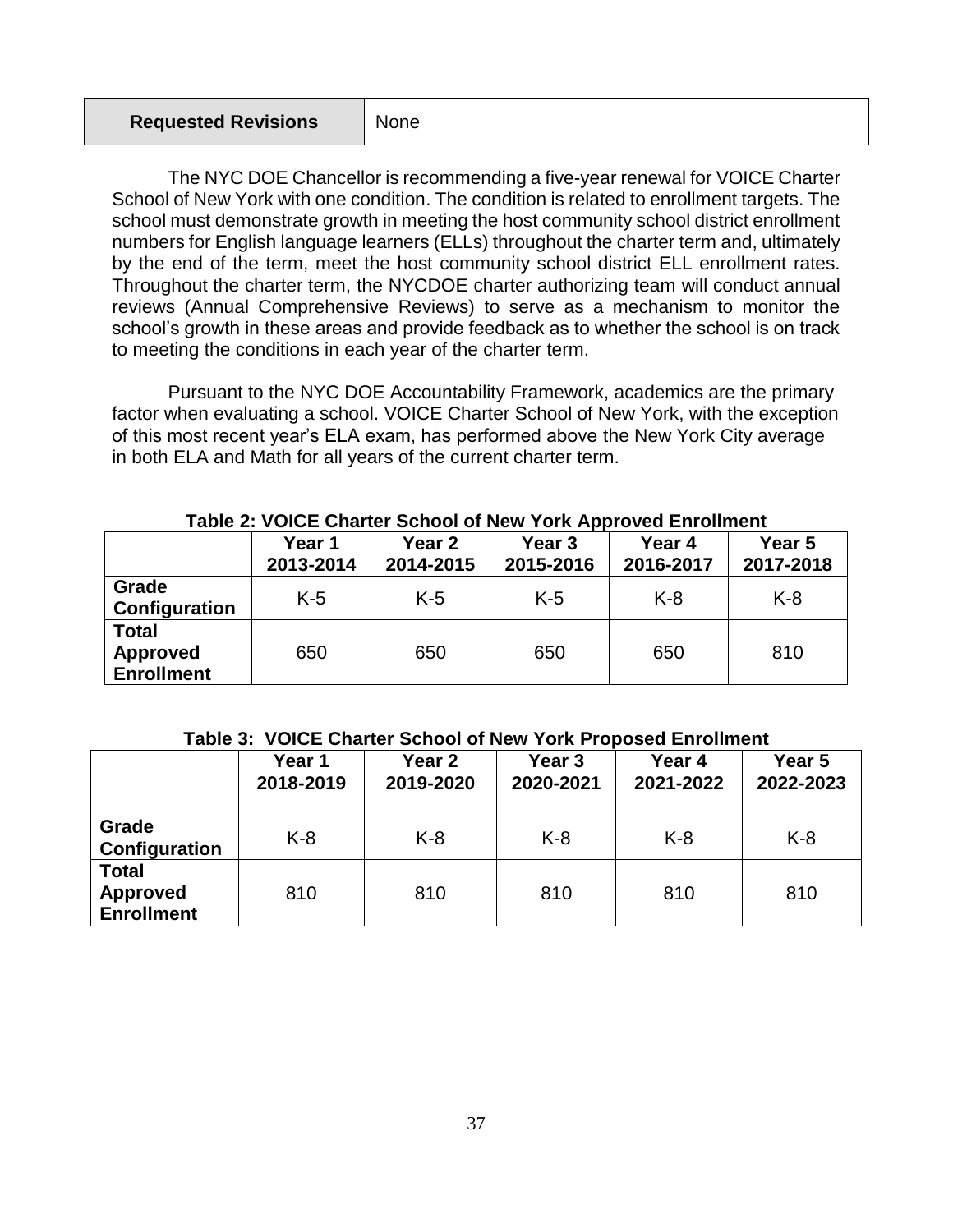| **Requested Revisions** | None |
|---|---|

The NYC DOE Chancellor is recommending a five-year renewal for VOICE Charter School of New York with one condition. The condition is related to enrollment targets. The school must demonstrate growth in meeting the host community school district enrollment numbers for English language learners (ELLs) throughout the charter term and, ultimately by the end of the term, meet the host community school district ELL enrollment rates. Throughout the charter term, the NYCDOE charter authorizing team will conduct annual reviews (Annual Comprehensive Reviews) to serve as a mechanism to monitor the school's growth in these areas and provide feedback as to whether the school is on track to meeting the conditions in each year of the charter term.

Pursuant to the NYC DOE Accountability Framework, academics are the primary factor when evaluating a school. VOICE Charter School of New York, with the exception of this most recent year's ELA exam, has performed above the New York City average in both ELA and Math for all years of the current charter term.

**Table 2: VOICE Charter School of New York Approved Enrollment**

| | Year 1 2013-2014 | Year 2 2014-2015 | Year 3 2015-2016 | Year 4 2016-2017 | Year 5 2017-2018 |
|---|---|---|---|---|---|
| **Grade Configuration** | K-5 | K-5 | K-5 | K-8 | K-8 |
| **Total Approved Enrollment** | 650 | 650 | 650 | 650 | 810 |

**Table 3: VOICE Charter School of New York Proposed Enrollment**

| | Year 1 2018-2019 | Year 2 2019-2020 | Year 3 2020-2021 | Year 4 2021-2022 | Year 5 2022-2023 |
|---|---|---|---|---|---|
| **Grade Configuration** | K-8 | K-8 | K-8 | K-8 | K-8 |
| **Total Approved Enrollment** | 810 | 810 | 810 | 810 | 810 |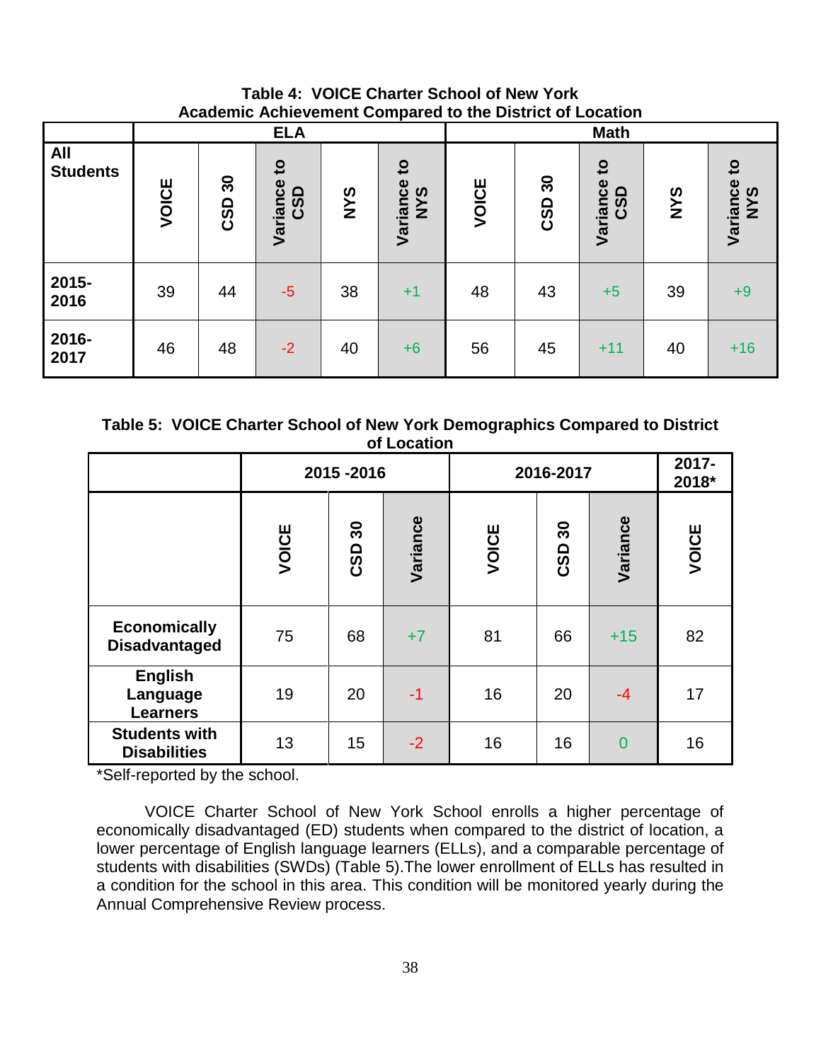**Table 4: VOICE Charter School of New York Academic Achievement Compared to the District of Location**

| All Students | ELA | | | | | Math | | | | |
|---|---|---|---|---|---|---|---|---|---|---|
| | VOICE | CSD 30 | Variance to CSD | NYS | Variance to NYS | VOICE | CSD 30 | Variance to CSD | NYS | Variance to NYS |
| 2015-2016 | 39 | 44 | -5 | 38 | +1 | 48 | 43 | +5 | 39 | +9 |
| 2016-2017 | 46 | 48 | -2 | 40 | +6 | 56 | 45 | +11 | 40 | +16 |

**Table 5: VOICE Charter School of New York Demographics Compared to District of Location**

| | 2015 -2016 | | | 2016-2017 | | | 2017-2018* |
|---|---|---|---|---|---|---|---|
| | VOICE | CSD 30 | Variance | VOICE | CSD 30 | Variance | VOICE |
| Economically Disadvantaged | 75 | 68 | +7 | 81 | 66 | +15 | 82 |
| English Language Learners | 19 | 20 | -1 | 16 | 20 | -4 | 17 |
| Students with Disabilities | 13 | 15 | -2 | 16 | 16 | 0 | 16 |

*Self-reported by the school.

VOICE Charter School of New York School enrolls a higher percentage of economically disadvantaged (ED) students when compared to the district of location, a lower percentage of English language learners (ELLs), and a comparable percentage of students with disabilities (SWDs) (Table 5).The lower enrollment of ELLs has resulted in a condition for the school in this area. This condition will be monitored yearly during the Annual Comprehensive Review process.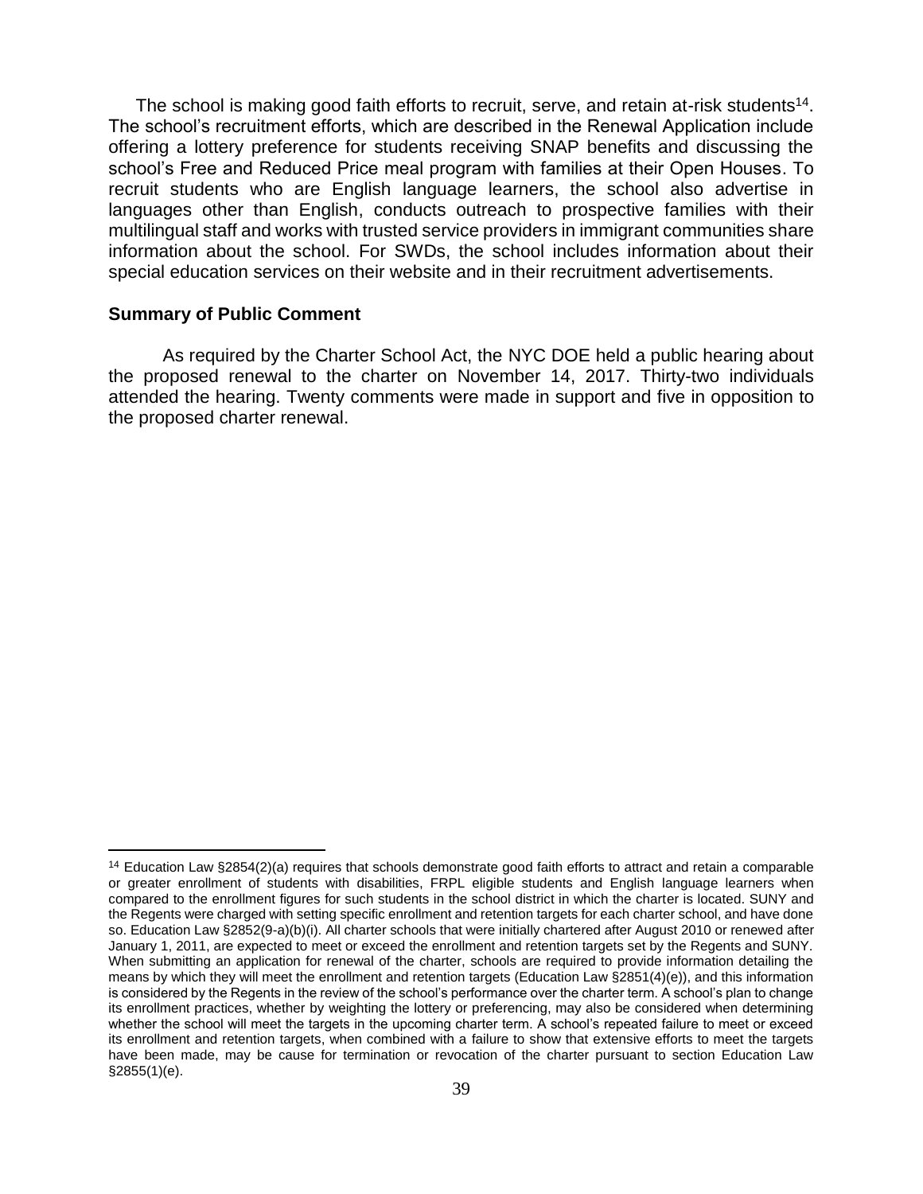The school is making good faith efforts to recruit, serve, and retain at-risk students[14]. The school's recruitment efforts, which are described in the Renewal Application include offering a lottery preference for students receiving SNAP benefits and discussing the school's Free and Reduced Price meal program with families at their Open Houses. To recruit students who are English language learners, the school also advertise in languages other than English, conducts outreach to prospective families with their multilingual staff and works with trusted service providers in immigrant communities share information about the school. For SWDs, the school includes information about their special education services on their website and in their recruitment advertisements.

**Summary of Public Comment**

As required by the Charter School Act, the NYC DOE held a public hearing about the proposed renewal to the charter on November 14, 2017. Thirty-two individuals attended the hearing. Twenty comments were made in support and five in opposition to the proposed charter renewal.

---

[14] Education Law §2854(2)(a) requires that schools demonstrate good faith efforts to attract and retain a comparable or greater enrollment of students with disabilities, FRPL eligible students and English language learners when compared to the enrollment figures for such students in the school district in which the charter is located. SUNY and the Regents were charged with setting specific enrollment and retention targets for each charter school, and have done so. Education Law §2852(9-a)(b)(i). All charter schools that were initially chartered after August 2010 or renewed after January 1, 2011, are expected to meet or exceed the enrollment and retention targets set by the Regents and SUNY. When submitting an application for renewal of the charter, schools are required to provide information detailing the means by which they will meet the enrollment and retention targets (Education Law §2851(4)(e)), and this information is considered by the Regents in the review of the school's performance over the charter term. A school's plan to change its enrollment practices, whether by weighting the lottery or preferencing, may also be considered when determining whether the school will meet the targets in the upcoming charter term. A school's repeated failure to meet or exceed its enrollment and retention targets, when combined with a failure to show that extensive efforts to meet the targets have been made, may be cause for termination or revocation of the charter pursuant to section Education Law §2855(1)(e).